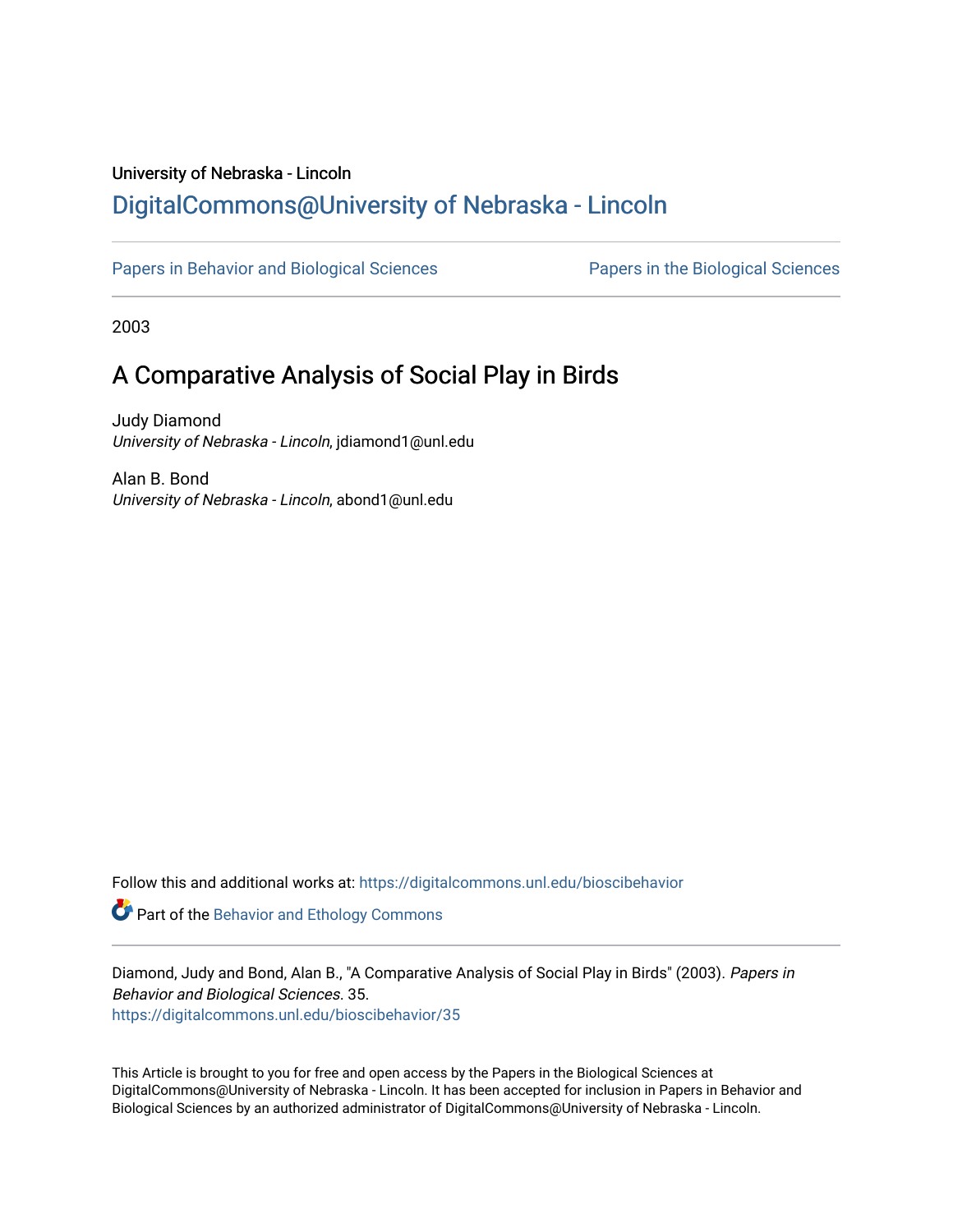University of Nebraska - Lincoln

## DigitalCommons@University of Nebraska - Lincoln

Papers in Behavior and Biological Sciences

Papers in the Biological Sciences

2003

# A Comparative Analysis of Social Play in Birds

Judy Diamond
*University of Nebraska - Lincoln*, jdiamond1@unl.edu

Alan B. Bond
*University of Nebraska - Lincoln*, abond1@unl.edu

Follow this and additional works at: https://digitalcommons.unl.edu/bioscibehavior

Part of the Behavior and Ethology Commons

Diamond, Judy and Bond, Alan B., "A Comparative Analysis of Social Play in Birds" (2003). *Papers in Behavior and Biological Sciences*. 35.
https://digitalcommons.unl.edu/bioscibehavior/35

This Article is brought to you for free and open access by the Papers in the Biological Sciences at DigitalCommons@University of Nebraska - Lincoln. It has been accepted for inclusion in Papers in Behavior and Biological Sciences by an authorized administrator of DigitalCommons@University of Nebraska - Lincoln.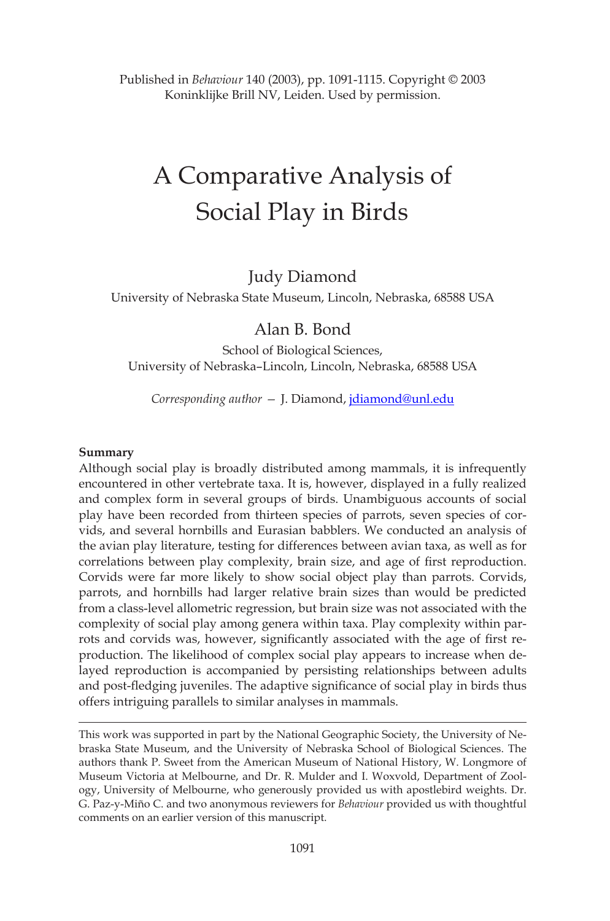Published in *Behaviour* 140 (2003), pp. 1091-1115. Copyright © 2003 Koninklijke Brill NV, Leiden. Used by permission.

# A Comparative Analysis of Social Play in Birds

Judy Diamond

University of Nebraska State Museum, Lincoln, Nebraska, 68588 USA

Alan B. Bond

School of Biological Sciences, University of Nebraska–Lincoln, Lincoln, Nebraska, 68588 USA

*Corresponding author* — J. Diamond, jdiamond@unl.edu

**Summary**

Although social play is broadly distributed among mammals, it is infrequently encountered in other vertebrate taxa. It is, however, displayed in a fully realized and complex form in several groups of birds. Unambiguous accounts of social play have been recorded from thirteen species of parrots, seven species of corvids, and several hornbills and Eurasian babblers. We conducted an analysis of the avian play literature, testing for differences between avian taxa, as well as for correlations between play complexity, brain size, and age of first reproduction. Corvids were far more likely to show social object play than parrots. Corvids, parrots, and hornbills had larger relative brain sizes than would be predicted from a class-level allometric regression, but brain size was not associated with the complexity of social play among genera within taxa. Play complexity within parrots and corvids was, however, significantly associated with the age of first reproduction. The likelihood of complex social play appears to increase when delayed reproduction is accompanied by persisting relationships between adults and post-fledging juveniles. The adaptive significance of social play in birds thus offers intriguing parallels to similar analyses in mammals.

---

This work was supported in part by the National Geographic Society, the University of Nebraska State Museum, and the University of Nebraska School of Biological Sciences. The authors thank P. Sweet from the American Museum of National History, W. Longmore of Museum Victoria at Melbourne, and Dr. R. Mulder and I. Woxvold, Department of Zoology, University of Melbourne, who generously provided us with apostlebird weights. Dr. G. Paz-y-Miño C. and two anonymous reviewers for *Behaviour* provided us with thoughtful comments on an earlier version of this manuscript.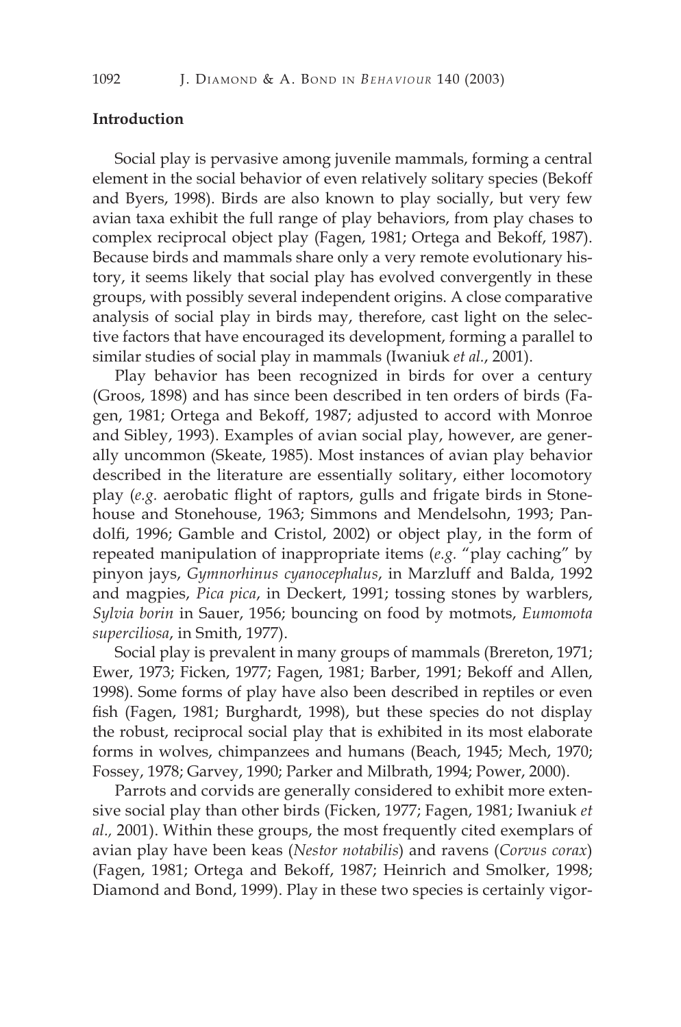## Introduction

Social play is pervasive among juvenile mammals, forming a central element in the social behavior of even relatively solitary species (Bekoff and Byers, 1998). Birds are also known to play socially, but very few avian taxa exhibit the full range of play behaviors, from play chases to complex reciprocal object play (Fagen, 1981; Ortega and Bekoff, 1987). Because birds and mammals share only a very remote evolutionary history, it seems likely that social play has evolved convergently in these groups, with possibly several independent origins. A close comparative analysis of social play in birds may, therefore, cast light on the selective factors that have encouraged its development, forming a parallel to similar studies of social play in mammals (Iwaniuk *et al.*, 2001).

Play behavior has been recognized in birds for over a century (Groos, 1898) and has since been described in ten orders of birds (Fagen, 1981; Ortega and Bekoff, 1987; adjusted to accord with Monroe and Sibley, 1993). Examples of avian social play, however, are generally uncommon (Skeate, 1985). Most instances of avian play behavior described in the literature are essentially solitary, either locomotory play (*e.g.* aerobatic flight of raptors, gulls and frigate birds in Stonehouse and Stonehouse, 1963; Simmons and Mendelsohn, 1993; Pandolfi, 1996; Gamble and Cristol, 2002) or object play, in the form of repeated manipulation of inappropriate items (*e.g.* "play caching" by pinyon jays, *Gymnorhinus cyanocephalus*, in Marzluff and Balda, 1992 and magpies, *Pica pica*, in Deckert, 1991; tossing stones by warblers, *Sylvia borin* in Sauer, 1956; bouncing on food by motmots, *Eumomota superciliosa*, in Smith, 1977).

Social play is prevalent in many groups of mammals (Brereton, 1971; Ewer, 1973; Ficken, 1977; Fagen, 1981; Barber, 1991; Bekoff and Allen, 1998). Some forms of play have also been described in reptiles or even fish (Fagen, 1981; Burghardt, 1998), but these species do not display the robust, reciprocal social play that is exhibited in its most elaborate forms in wolves, chimpanzees and humans (Beach, 1945; Mech, 1970; Fossey, 1978; Garvey, 1990; Parker and Milbrath, 1994; Power, 2000).

Parrots and corvids are generally considered to exhibit more extensive social play than other birds (Ficken, 1977; Fagen, 1981; Iwaniuk *et al.*, 2001). Within these groups, the most frequently cited exemplars of avian play have been keas (*Nestor notabilis*) and ravens (*Corvus corax*) (Fagen, 1981; Ortega and Bekoff, 1987; Heinrich and Smolker, 1998; Diamond and Bond, 1999). Play in these two species is certainly vigor-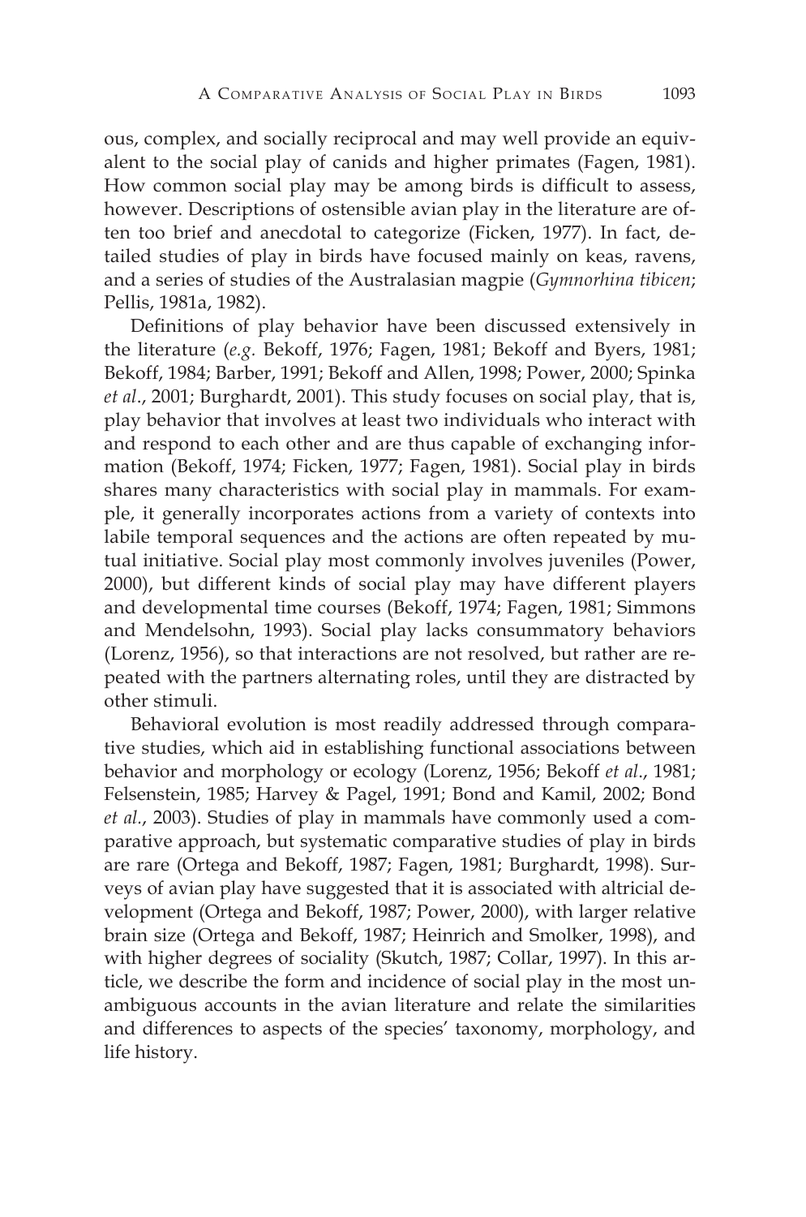ous, complex, and socially reciprocal and may well provide an equivalent to the social play of canids and higher primates (Fagen, 1981). How common social play may be among birds is difficult to assess, however. Descriptions of ostensible avian play in the literature are often too brief and anecdotal to categorize (Ficken, 1977). In fact, detailed studies of play in birds have focused mainly on keas, ravens, and a series of studies of the Australasian magpie (*Gymnorhina tibicen*; Pellis, 1981a, 1982).

Definitions of play behavior have been discussed extensively in the literature (*e.g.* Bekoff, 1976; Fagen, 1981; Bekoff and Byers, 1981; Bekoff, 1984; Barber, 1991; Bekoff and Allen, 1998; Power, 2000; Spinka *et al*., 2001; Burghardt, 2001). This study focuses on social play, that is, play behavior that involves at least two individuals who interact with and respond to each other and are thus capable of exchanging information (Bekoff, 1974; Ficken, 1977; Fagen, 1981). Social play in birds shares many characteristics with social play in mammals. For example, it generally incorporates actions from a variety of contexts into labile temporal sequences and the actions are often repeated by mutual initiative. Social play most commonly involves juveniles (Power, 2000), but different kinds of social play may have different players and developmental time courses (Bekoff, 1974; Fagen, 1981; Simmons and Mendelsohn, 1993). Social play lacks consummatory behaviors (Lorenz, 1956), so that interactions are not resolved, but rather are repeated with the partners alternating roles, until they are distracted by other stimuli.

Behavioral evolution is most readily addressed through comparative studies, which aid in establishing functional associations between behavior and morphology or ecology (Lorenz, 1956; Bekoff *et al*., 1981; Felsenstein, 1985; Harvey & Pagel, 1991; Bond and Kamil, 2002; Bond *et al*., 2003). Studies of play in mammals have commonly used a comparative approach, but systematic comparative studies of play in birds are rare (Ortega and Bekoff, 1987; Fagen, 1981; Burghardt, 1998). Surveys of avian play have suggested that it is associated with altricial development (Ortega and Bekoff, 1987; Power, 2000), with larger relative brain size (Ortega and Bekoff, 1987; Heinrich and Smolker, 1998), and with higher degrees of sociality (Skutch, 1987; Collar, 1997). In this article, we describe the form and incidence of social play in the most unambiguous accounts in the avian literature and relate the similarities and differences to aspects of the species' taxonomy, morphology, and life history.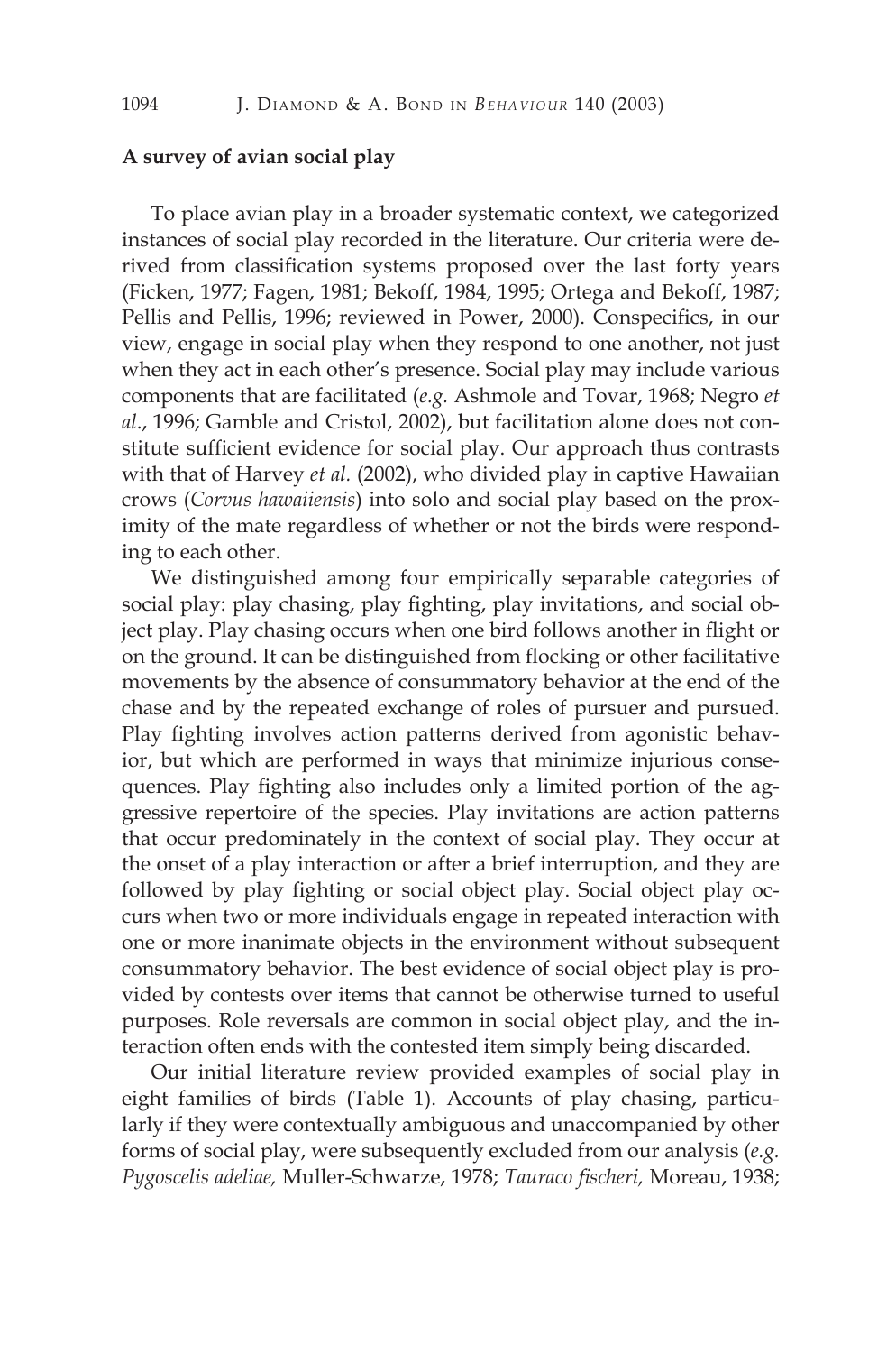**A survey of avian social play**

To place avian play in a broader systematic context, we categorized instances of social play recorded in the literature. Our criteria were derived from classification systems proposed over the last forty years (Ficken, 1977; Fagen, 1981; Bekoff, 1984, 1995; Ortega and Bekoff, 1987; Pellis and Pellis, 1996; reviewed in Power, 2000). Conspecifics, in our view, engage in social play when they respond to one another, not just when they act in each other's presence. Social play may include various components that are facilitated (*e.g.* Ashmole and Tovar, 1968; Negro *et al*., 1996; Gamble and Cristol, 2002), but facilitation alone does not constitute sufficient evidence for social play. Our approach thus contrasts with that of Harvey *et al.* (2002), who divided play in captive Hawaiian crows (*Corvus hawaiiensis*) into solo and social play based on the proximity of the mate regardless of whether or not the birds were responding to each other.

We distinguished among four empirically separable categories of social play: play chasing, play fighting, play invitations, and social object play. Play chasing occurs when one bird follows another in flight or on the ground. It can be distinguished from flocking or other facilitative movements by the absence of consummatory behavior at the end of the chase and by the repeated exchange of roles of pursuer and pursued. Play fighting involves action patterns derived from agonistic behavior, but which are performed in ways that minimize injurious consequences. Play fighting also includes only a limited portion of the aggressive repertoire of the species. Play invitations are action patterns that occur predominately in the context of social play. They occur at the onset of a play interaction or after a brief interruption, and they are followed by play fighting or social object play. Social object play occurs when two or more individuals engage in repeated interaction with one or more inanimate objects in the environment without subsequent consummatory behavior. The best evidence of social object play is provided by contests over items that cannot be otherwise turned to useful purposes. Role reversals are common in social object play, and the interaction often ends with the contested item simply being discarded.

Our initial literature review provided examples of social play in eight families of birds (Table 1). Accounts of play chasing, particularly if they were contextually ambiguous and unaccompanied by other forms of social play, were subsequently excluded from our analysis (*e.g. Pygoscelis adeliae,* Muller-Schwarze, 1978; *Tauraco fischeri,* Moreau, 1938;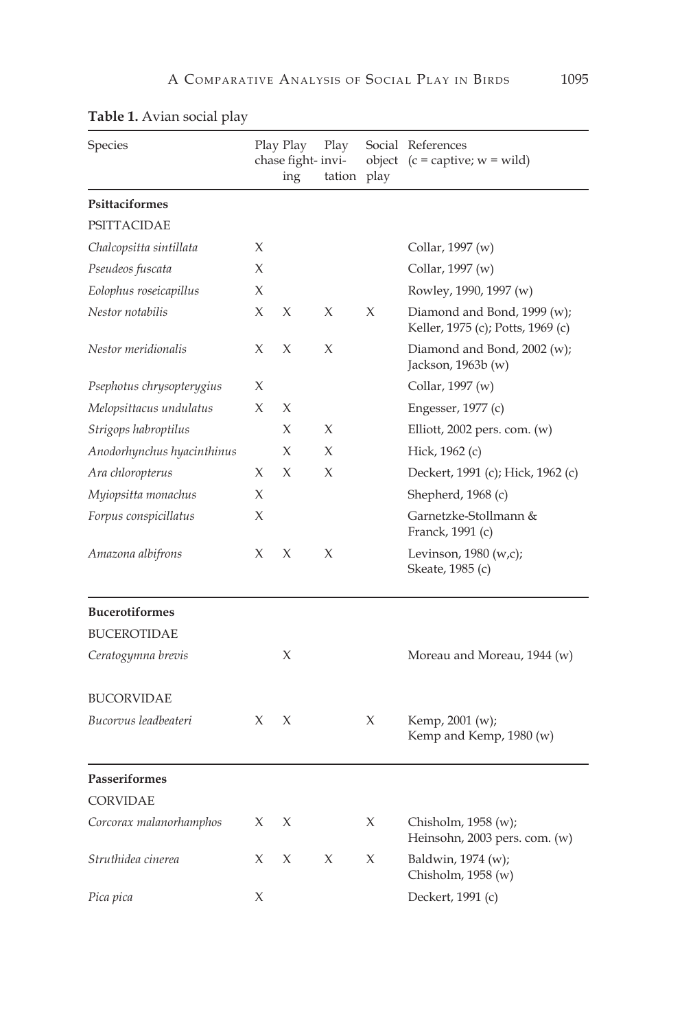**Table 1.** Avian social play

| Species | Play chase | Play fight-ing | Play invi-tation | Social object play | References (c = captive; w = wild) |
|---|---|---|---|---|---|
| **Psittaciformes** | | | | | |
| PSITTACIDAE | | | | | |
| *Chalcopsitta sintillata* | X | | | | Collar, 1997 (w) |
| *Pseudeos fuscata* | X | | | | Collar, 1997 (w) |
| *Eolophus roseicapillus* | X | | | | Rowley, 1990, 1997 (w) |
| *Nestor notabilis* | X | X | X | X | Diamond and Bond, 1999 (w); Keller, 1975 (c); Potts, 1969 (c) |
| *Nestor meridionalis* | X | X | X | | Diamond and Bond, 2002 (w); Jackson, 1963b (w) |
| *Psephotus chrysopterygius* | X | | | | Collar, 1997 (w) |
| *Melopsittacus undulatus* | X | X | | | Engesser, 1977 (c) |
| *Strigops habroptilus* | | X | X | | Elliott, 2002 pers. com. (w) |
| *Anodorhynchus hyacinthinus* | | X | X | | Hick, 1962 (c) |
| *Ara chloropterus* | X | X | X | | Deckert, 1991 (c); Hick, 1962 (c) |
| *Myiopsitta monachus* | X | | | | Shepherd, 1968 (c) |
| *Forpus conspicillatus* | X | | | | Garnetzke-Stollmann & Franck, 1991 (c) |
| *Amazona albifrons* | X | X | X | | Levinson, 1980 (w,c); Skeate, 1985 (c) |
| **Bucerotiformes** | | | | | |
| BUCEROTIDAE | | | | | |
| *Ceratogymna brevis* | | X | | | Moreau and Moreau, 1944 (w) |
| BUCORVIDAE | | | | | |
| *Bucorvus leadbeateri* | X | X | | X | Kemp, 2001 (w); Kemp and Kemp, 1980 (w) |
| **Passeriformes** | | | | | |
| CORVIDAE | | | | | |
| *Corcorax malanorhamphos* | X | X | | X | Chisholm, 1958 (w); Heinsohn, 2003 pers. com. (w) |
| *Struthidea cinerea* | X | X | X | X | Baldwin, 1974 (w); Chisholm, 1958 (w) |
| *Pica pica* | X | | | | Deckert, 1991 (c) |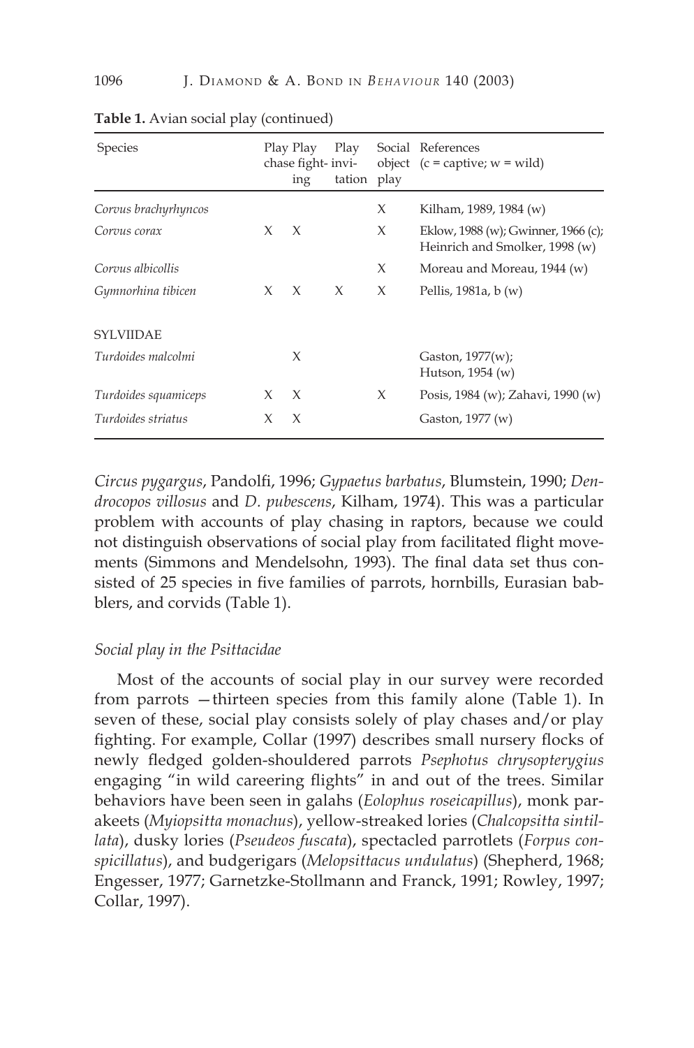**Table 1.** Avian social play (continued)

| Species | Play chase | Play fighting | Play invitation | Social object play | References (c = captive; w = wild) |
|---|---|---|---|---|---|
| *Corvus brachyrhyncos* | | | | X | Kilham, 1989, 1984 (w) |
| *Corvus corax* | X | X | | X | Eklow, 1988 (w); Gwinner, 1966 (c); Heinrich and Smolker, 1998 (w) |
| *Corvus albicollis* | | | | X | Moreau and Moreau, 1944 (w) |
| *Gymnorhina tibicen* | X | X | X | X | Pellis, 1981a, b (w) |
| SYLVIIDAE | | | | | |
| *Turdoides malcolmi* | | X | | | Gaston, 1977(w); Hutson, 1954 (w) |
| *Turdoides squamiceps* | X | X | | X | Posis, 1984 (w); Zahavi, 1990 (w) |
| *Turdoides striatus* | X | X | | | Gaston, 1977 (w) |

*Circus pygargus*, Pandolfi, 1996; *Gypaetus barbatus*, Blumstein, 1990; *Dendrocopos villosus* and *D. pubescens*, Kilham, 1974). This was a particular problem with accounts of play chasing in raptors, because we could not distinguish observations of social play from facilitated flight movements (Simmons and Mendelsohn, 1993). The final data set thus consisted of 25 species in five families of parrots, hornbills, Eurasian babblers, and corvids (Table 1).

*Social play in the Psittacidae*

Most of the accounts of social play in our survey were recorded from parrots —thirteen species from this family alone (Table 1). In seven of these, social play consists solely of play chases and/or play fighting. For example, Collar (1997) describes small nursery flocks of newly fledged golden-shouldered parrots *Psephotus chrysopterygius* engaging "in wild careering flights" in and out of the trees. Similar behaviors have been seen in galahs (*Eolophus roseicapillus*), monk parakeets (*Myiopsitta monachus*), yellow-streaked lories (*Chalcopsitta sintillata*), dusky lories (*Pseudeos fuscata*), spectacled parrotlets (*Forpus conspicillatus*), and budgerigars (*Melopsittacus undulatus*) (Shepherd, 1968; Engesser, 1977; Garnetzke-Stollmann and Franck, 1991; Rowley, 1997; Collar, 1997).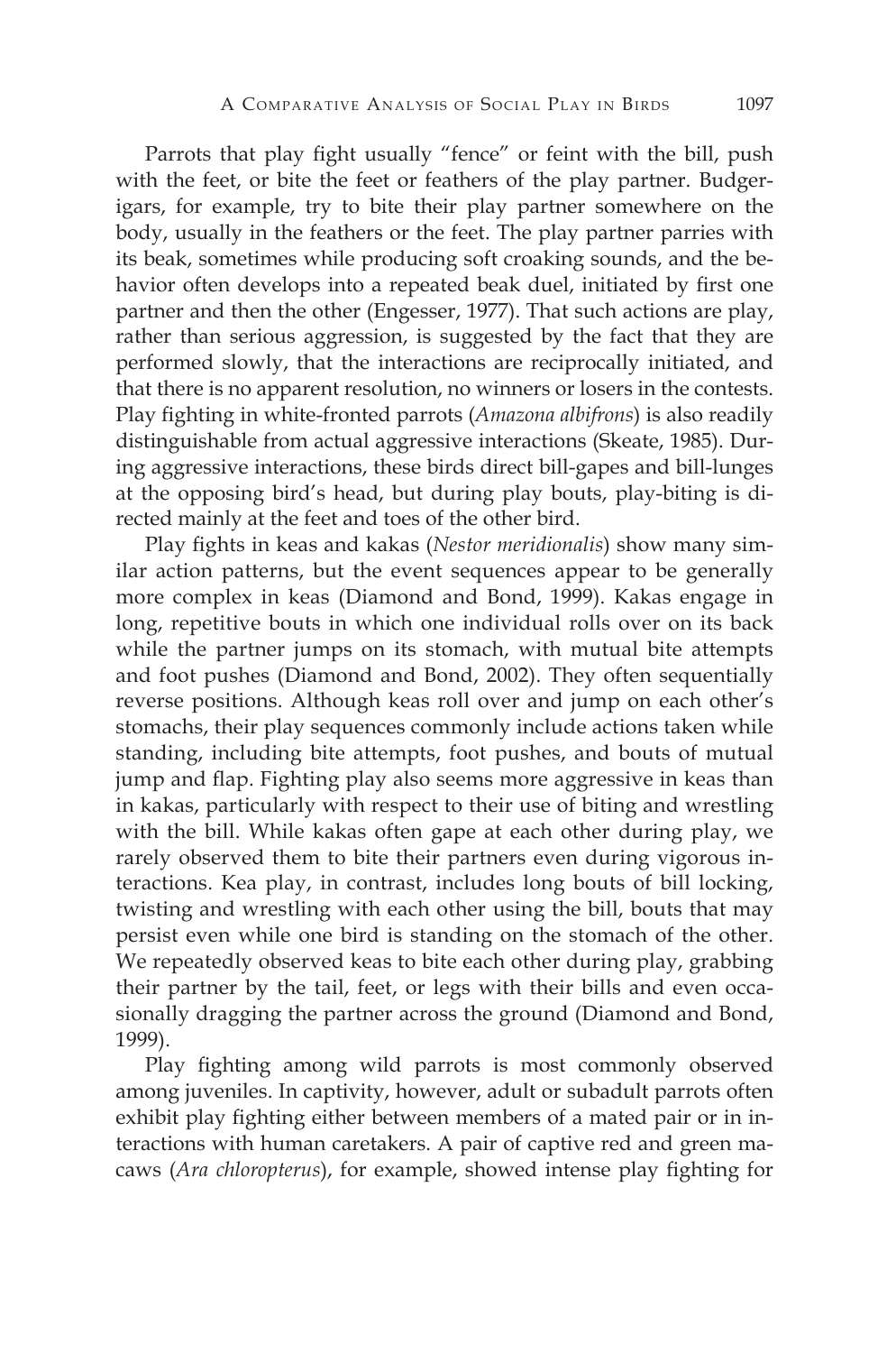Parrots that play fight usually "fence" or feint with the bill, push with the feet, or bite the feet or feathers of the play partner. Budgerigars, for example, try to bite their play partner somewhere on the body, usually in the feathers or the feet. The play partner parries with its beak, sometimes while producing soft croaking sounds, and the behavior often develops into a repeated beak duel, initiated by first one partner and then the other (Engesser, 1977). That such actions are play, rather than serious aggression, is suggested by the fact that they are performed slowly, that the interactions are reciprocally initiated, and that there is no apparent resolution, no winners or losers in the contests. Play fighting in white-fronted parrots (*Amazona albifrons*) is also readily distinguishable from actual aggressive interactions (Skeate, 1985). During aggressive interactions, these birds direct bill-gapes and bill-lunges at the opposing bird's head, but during play bouts, play-biting is directed mainly at the feet and toes of the other bird.

Play fights in keas and kakas (*Nestor meridionalis*) show many similar action patterns, but the event sequences appear to be generally more complex in keas (Diamond and Bond, 1999). Kakas engage in long, repetitive bouts in which one individual rolls over on its back while the partner jumps on its stomach, with mutual bite attempts and foot pushes (Diamond and Bond, 2002). They often sequentially reverse positions. Although keas roll over and jump on each other's stomachs, their play sequences commonly include actions taken while standing, including bite attempts, foot pushes, and bouts of mutual jump and flap. Fighting play also seems more aggressive in keas than in kakas, particularly with respect to their use of biting and wrestling with the bill. While kakas often gape at each other during play, we rarely observed them to bite their partners even during vigorous interactions. Kea play, in contrast, includes long bouts of bill locking, twisting and wrestling with each other using the bill, bouts that may persist even while one bird is standing on the stomach of the other. We repeatedly observed keas to bite each other during play, grabbing their partner by the tail, feet, or legs with their bills and even occasionally dragging the partner across the ground (Diamond and Bond, 1999).

Play fighting among wild parrots is most commonly observed among juveniles. In captivity, however, adult or subadult parrots often exhibit play fighting either between members of a mated pair or in interactions with human caretakers. A pair of captive red and green macaws (*Ara chloropterus*), for example, showed intense play fighting for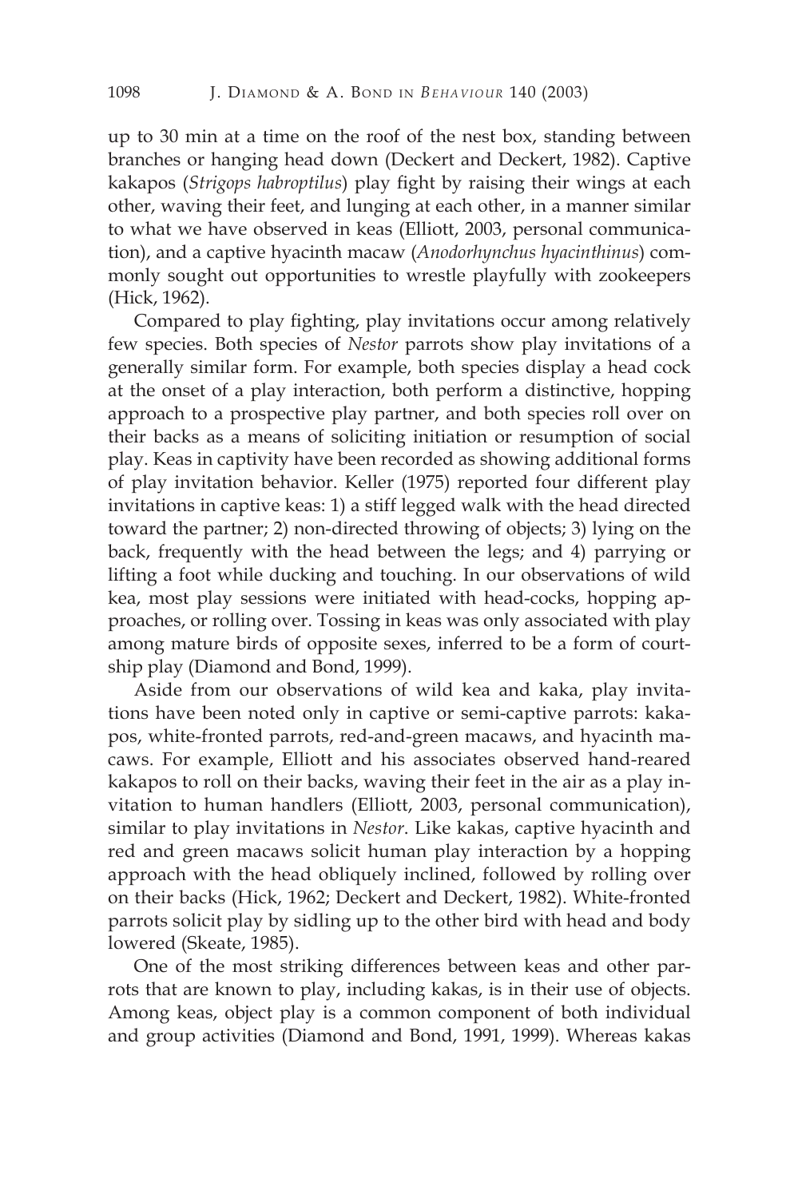up to 30 min at a time on the roof of the nest box, standing between branches or hanging head down (Deckert and Deckert, 1982). Captive kakapos (*Strigops habroptilus*) play fight by raising their wings at each other, waving their feet, and lunging at each other, in a manner similar to what we have observed in keas (Elliott, 2003, personal communication), and a captive hyacinth macaw (*Anodorhynchus hyacinthinus*) commonly sought out opportunities to wrestle playfully with zookeepers (Hick, 1962).

Compared to play fighting, play invitations occur among relatively few species. Both species of *Nestor* parrots show play invitations of a generally similar form. For example, both species display a head cock at the onset of a play interaction, both perform a distinctive, hopping approach to a prospective play partner, and both species roll over on their backs as a means of soliciting initiation or resumption of social play. Keas in captivity have been recorded as showing additional forms of play invitation behavior. Keller (1975) reported four different play invitations in captive keas: 1) a stiff legged walk with the head directed toward the partner; 2) non-directed throwing of objects; 3) lying on the back, frequently with the head between the legs; and 4) parrying or lifting a foot while ducking and touching. In our observations of wild kea, most play sessions were initiated with head-cocks, hopping approaches, or rolling over. Tossing in keas was only associated with play among mature birds of opposite sexes, inferred to be a form of courtship play (Diamond and Bond, 1999).

Aside from our observations of wild kea and kaka, play invitations have been noted only in captive or semi-captive parrots: kakapos, white-fronted parrots, red-and-green macaws, and hyacinth macaws. For example, Elliott and his associates observed hand-reared kakapos to roll on their backs, waving their feet in the air as a play invitation to human handlers (Elliott, 2003, personal communication), similar to play invitations in *Nestor*. Like kakas, captive hyacinth and red and green macaws solicit human play interaction by a hopping approach with the head obliquely inclined, followed by rolling over on their backs (Hick, 1962; Deckert and Deckert, 1982). White-fronted parrots solicit play by sidling up to the other bird with head and body lowered (Skeate, 1985).

One of the most striking differences between keas and other parrots that are known to play, including kakas, is in their use of objects. Among keas, object play is a common component of both individual and group activities (Diamond and Bond, 1991, 1999). Whereas kakas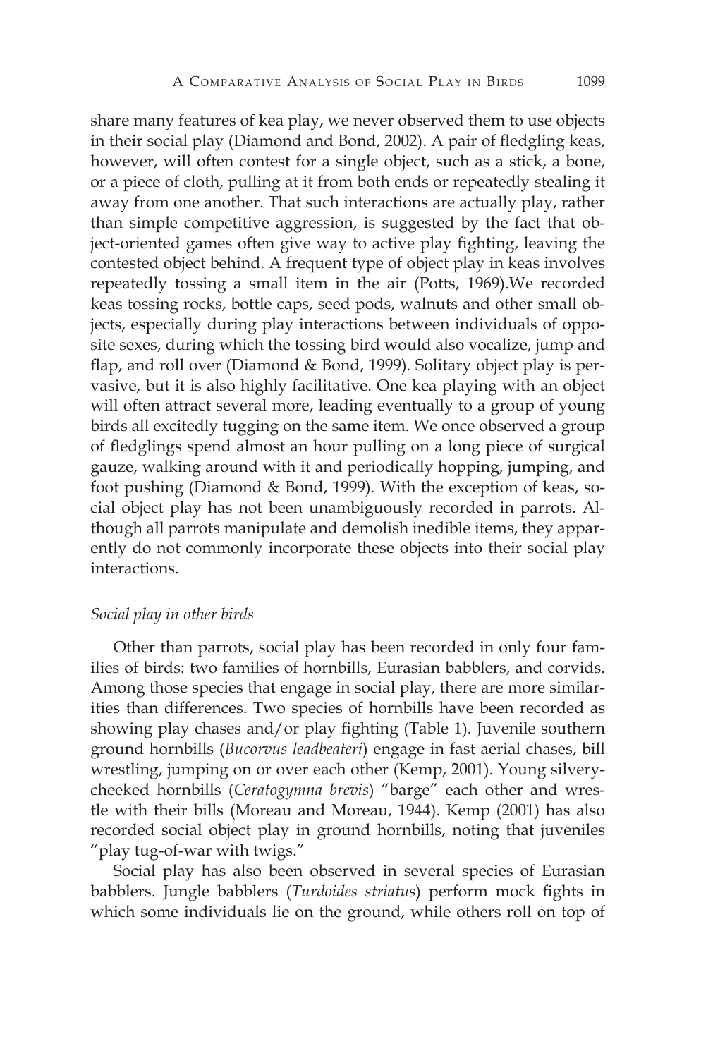share many features of kea play, we never observed them to use objects in their social play (Diamond and Bond, 2002). A pair of fledgling keas, however, will often contest for a single object, such as a stick, a bone, or a piece of cloth, pulling at it from both ends or repeatedly stealing it away from one another. That such interactions are actually play, rather than simple competitive aggression, is suggested by the fact that object-oriented games often give way to active play fighting, leaving the contested object behind. A frequent type of object play in keas involves repeatedly tossing a small item in the air (Potts, 1969).We recorded keas tossing rocks, bottle caps, seed pods, walnuts and other small objects, especially during play interactions between individuals of opposite sexes, during which the tossing bird would also vocalize, jump and flap, and roll over (Diamond & Bond, 1999). Solitary object play is pervasive, but it is also highly facilitative. One kea playing with an object will often attract several more, leading eventually to a group of young birds all excitedly tugging on the same item. We once observed a group of fledglings spend almost an hour pulling on a long piece of surgical gauze, walking around with it and periodically hopping, jumping, and foot pushing (Diamond & Bond, 1999). With the exception of keas, social object play has not been unambiguously recorded in parrots. Although all parrots manipulate and demolish inedible items, they apparently do not commonly incorporate these objects into their social play interactions.

*Social play in other birds*

Other than parrots, social play has been recorded in only four families of birds: two families of hornbills, Eurasian babblers, and corvids. Among those species that engage in social play, there are more similarities than differences. Two species of hornbills have been recorded as showing play chases and/or play fighting (Table 1). Juvenile southern ground hornbills (*Bucorvus leadbeateri*) engage in fast aerial chases, bill wrestling, jumping on or over each other (Kemp, 2001). Young silvery-cheeked hornbills (*Ceratogymna brevis*) "barge" each other and wrestle with their bills (Moreau and Moreau, 1944). Kemp (2001) has also recorded social object play in ground hornbills, noting that juveniles "play tug-of-war with twigs."

Social play has also been observed in several species of Eurasian babblers. Jungle babblers (*Turdoides striatus*) perform mock fights in which some individuals lie on the ground, while others roll on top of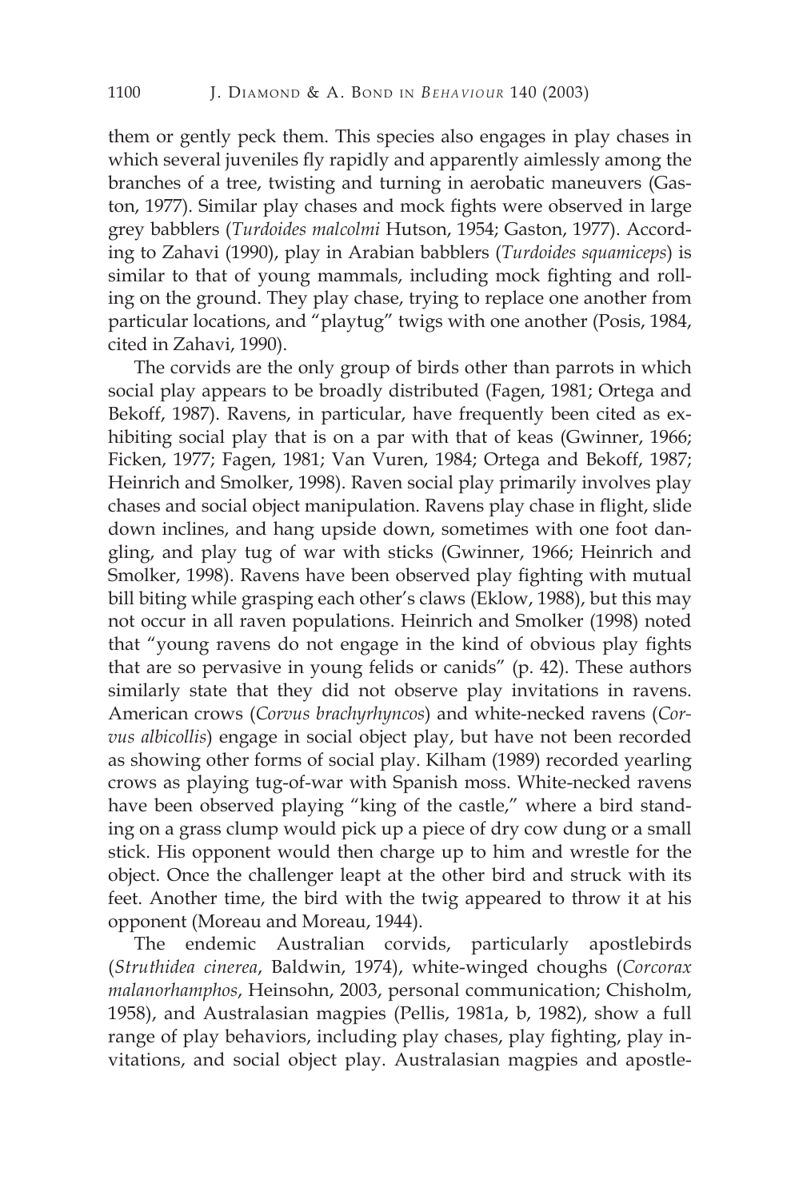them or gently peck them. This species also engages in play chases in which several juveniles fly rapidly and apparently aimlessly among the branches of a tree, twisting and turning in aerobatic maneuvers (Gaston, 1977). Similar play chases and mock fights were observed in large grey babblers (*Turdoides malcolmi* Hutson, 1954; Gaston, 1977). According to Zahavi (1990), play in Arabian babblers (*Turdoides squamiceps*) is similar to that of young mammals, including mock fighting and rolling on the ground. They play chase, trying to replace one another from particular locations, and "playtug" twigs with one another (Posis, 1984, cited in Zahavi, 1990).

The corvids are the only group of birds other than parrots in which social play appears to be broadly distributed (Fagen, 1981; Ortega and Bekoff, 1987). Ravens, in particular, have frequently been cited as exhibiting social play that is on a par with that of keas (Gwinner, 1966; Ficken, 1977; Fagen, 1981; Van Vuren, 1984; Ortega and Bekoff, 1987; Heinrich and Smolker, 1998). Raven social play primarily involves play chases and social object manipulation. Ravens play chase in flight, slide down inclines, and hang upside down, sometimes with one foot dangling, and play tug of war with sticks (Gwinner, 1966; Heinrich and Smolker, 1998). Ravens have been observed play fighting with mutual bill biting while grasping each other's claws (Eklow, 1988), but this may not occur in all raven populations. Heinrich and Smolker (1998) noted that "young ravens do not engage in the kind of obvious play fights that are so pervasive in young felids or canids" (p. 42). These authors similarly state that they did not observe play invitations in ravens. American crows (*Corvus brachyrhyncos*) and white-necked ravens (*Corvus albicollis*) engage in social object play, but have not been recorded as showing other forms of social play. Kilham (1989) recorded yearling crows as playing tug-of-war with Spanish moss. White-necked ravens have been observed playing "king of the castle," where a bird standing on a grass clump would pick up a piece of dry cow dung or a small stick. His opponent would then charge up to him and wrestle for the object. Once the challenger leapt at the other bird and struck with its feet. Another time, the bird with the twig appeared to throw it at his opponent (Moreau and Moreau, 1944).

The endemic Australian corvids, particularly apostlebirds (*Struthidea cinerea*, Baldwin, 1974), white-winged choughs (*Corcorax malanorhamphos*, Heinsohn, 2003, personal communication; Chisholm, 1958), and Australasian magpies (Pellis, 1981a, b, 1982), show a full range of play behaviors, including play chases, play fighting, play invitations, and social object play. Australasian magpies and apostle-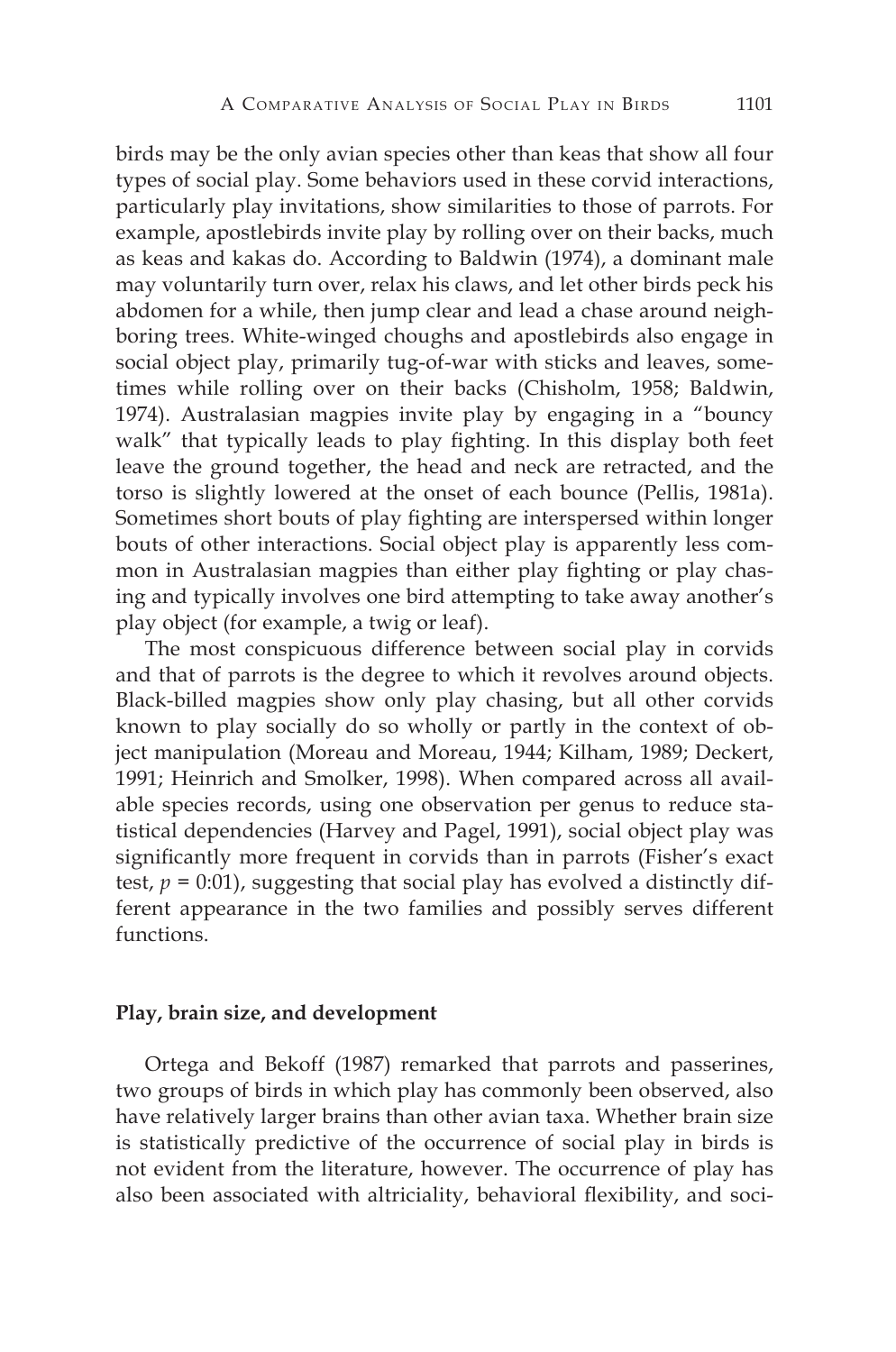birds may be the only avian species other than keas that show all four types of social play. Some behaviors used in these corvid interactions, particularly play invitations, show similarities to those of parrots. For example, apostlebirds invite play by rolling over on their backs, much as keas and kakas do. According to Baldwin (1974), a dominant male may voluntarily turn over, relax his claws, and let other birds peck his abdomen for a while, then jump clear and lead a chase around neighboring trees. White-winged choughs and apostlebirds also engage in social object play, primarily tug-of-war with sticks and leaves, sometimes while rolling over on their backs (Chisholm, 1958; Baldwin, 1974). Australasian magpies invite play by engaging in a "bouncy walk" that typically leads to play fighting. In this display both feet leave the ground together, the head and neck are retracted, and the torso is slightly lowered at the onset of each bounce (Pellis, 1981a). Sometimes short bouts of play fighting are interspersed within longer bouts of other interactions. Social object play is apparently less common in Australasian magpies than either play fighting or play chasing and typically involves one bird attempting to take away another's play object (for example, a twig or leaf).

The most conspicuous difference between social play in corvids and that of parrots is the degree to which it revolves around objects. Black-billed magpies show only play chasing, but all other corvids known to play socially do so wholly or partly in the context of object manipulation (Moreau and Moreau, 1944; Kilham, 1989; Deckert, 1991; Heinrich and Smolker, 1998). When compared across all available species records, using one observation per genus to reduce statistical dependencies (Harvey and Pagel, 1991), social object play was significantly more frequent in corvids than in parrots (Fisher's exact test, $p$ = 0:01), suggesting that social play has evolved a distinctly different appearance in the two families and possibly serves different functions.

## Play, brain size, and development

Ortega and Bekoff (1987) remarked that parrots and passerines, two groups of birds in which play has commonly been observed, also have relatively larger brains than other avian taxa. Whether brain size is statistically predictive of the occurrence of social play in birds is not evident from the literature, however. The occurrence of play has also been associated with altriciality, behavioral flexibility, and soci-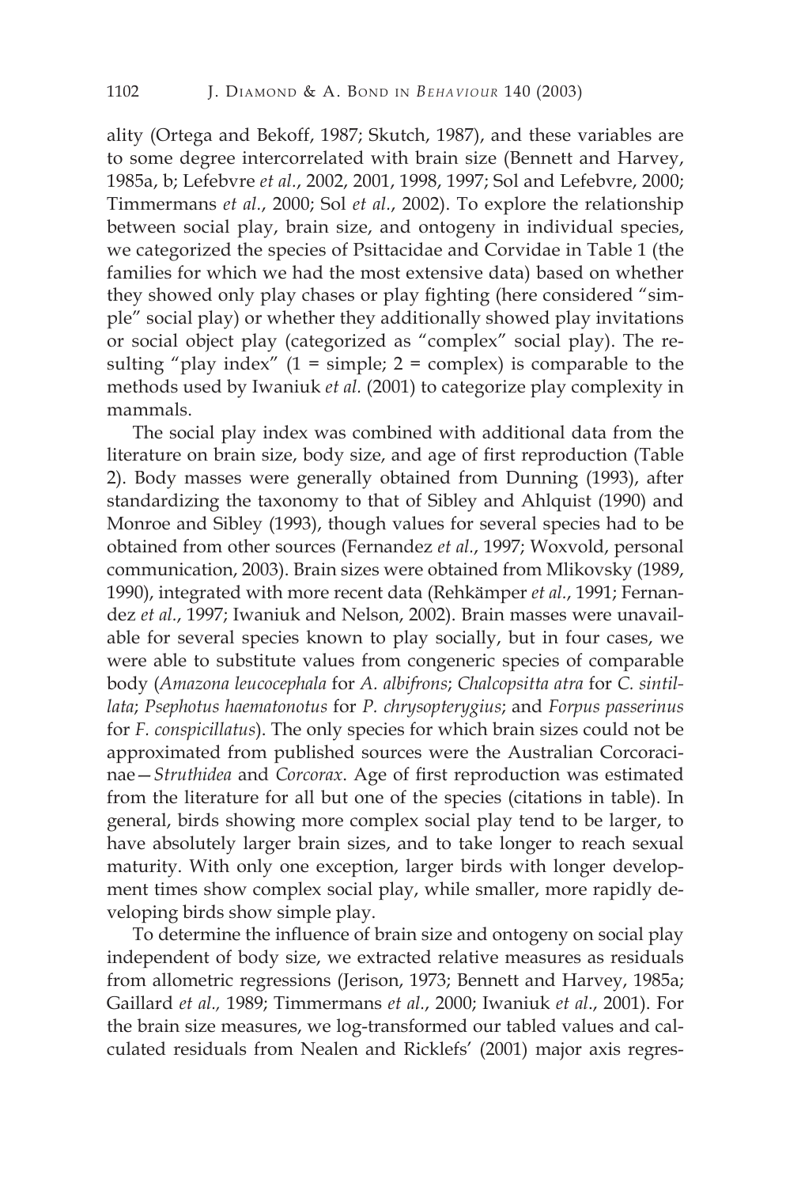ality (Ortega and Bekoff, 1987; Skutch, 1987), and these variables are to some degree intercorrelated with brain size (Bennett and Harvey, 1985a, b; Lefebvre *et al.*, 2002, 2001, 1998, 1997; Sol and Lefebvre, 2000; Timmermans *et al.*, 2000; Sol *et al.*, 2002). To explore the relationship between social play, brain size, and ontogeny in individual species, we categorized the species of Psittacidae and Corvidae in Table 1 (the families for which we had the most extensive data) based on whether they showed only play chases or play fighting (here considered "simple" social play) or whether they additionally showed play invitations or social object play (categorized as "complex" social play). The resulting "play index" (1 = simple; 2 = complex) is comparable to the methods used by Iwaniuk *et al.* (2001) to categorize play complexity in mammals.

The social play index was combined with additional data from the literature on brain size, body size, and age of first reproduction (Table 2). Body masses were generally obtained from Dunning (1993), after standardizing the taxonomy to that of Sibley and Ahlquist (1990) and Monroe and Sibley (1993), though values for several species had to be obtained from other sources (Fernandez *et al.*, 1997; Woxvold, personal communication, 2003). Brain sizes were obtained from Mlikovsky (1989, 1990), integrated with more recent data (Rehkämper *et al.*, 1991; Fernandez *et al.*, 1997; Iwaniuk and Nelson, 2002). Brain masses were unavailable for several species known to play socially, but in four cases, we were able to substitute values from congeneric species of comparable body (*Amazona leucocephala* for *A. albifrons*; *Chalcopsitta atra* for *C. sintillata*; *Psephotus haematonotus* for *P. chrysopterygius*; and *Forpus passerinus* for *F. conspicillatus*). The only species for which brain sizes could not be approximated from published sources were the Australian Corcoracinae—*Struthidea* and *Corcorax*. Age of first reproduction was estimated from the literature for all but one of the species (citations in table). In general, birds showing more complex social play tend to be larger, to have absolutely larger brain sizes, and to take longer to reach sexual maturity. With only one exception, larger birds with longer development times show complex social play, while smaller, more rapidly developing birds show simple play.

To determine the influence of brain size and ontogeny on social play independent of body size, we extracted relative measures as residuals from allometric regressions (Jerison, 1973; Bennett and Harvey, 1985a; Gaillard *et al.,* 1989; Timmermans *et al.*, 2000; Iwaniuk *et al*., 2001). For the brain size measures, we log-transformed our tabled values and calculated residuals from Nealen and Ricklefs' (2001) major axis regres-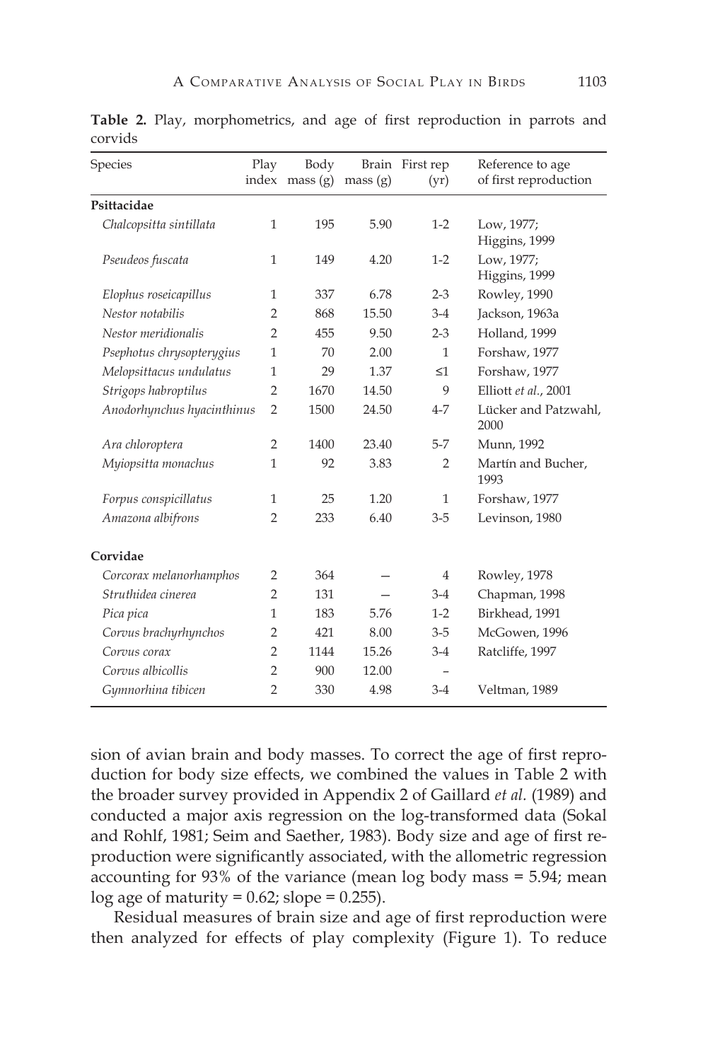**Table 2.** Play, morphometrics, and age of first reproduction in parrots and corvids

| Species | Play index | Body mass (g) | Brain mass (g) | First rep (yr) | Reference to age of first reproduction |
|---|---|---|---|---|---|
| **Psittacidae** | | | | | |
| *Chalcopsitta sintillata* | 1 | 195 | 5.90 | 1-2 | Low, 1977; Higgins, 1999 |
| *Pseudeos fuscata* | 1 | 149 | 4.20 | 1-2 | Low, 1977; Higgins, 1999 |
| *Elophus roseicapillus* | 1 | 337 | 6.78 | 2-3 | Rowley, 1990 |
| *Nestor notabilis* | 2 | 868 | 15.50 | 3-4 | Jackson, 1963a |
| *Nestor meridionalis* | 2 | 455 | 9.50 | 2-3 | Holland, 1999 |
| *Psephotus chrysopterygius* | 1 | 70 | 2.00 | 1 | Forshaw, 1977 |
| *Melopsittacus undulatus* | 1 | 29 | 1.37 | ≤1 | Forshaw, 1977 |
| *Strigops habroptilus* | 2 | 1670 | 14.50 | 9 | Elliott *et al.*, 2001 |
| *Anodorhynchus hyacinthinus* | 2 | 1500 | 24.50 | 4-7 | Lücker and Patzwahl, 2000 |
| *Ara chloroptera* | 2 | 1400 | 23.40 | 5-7 | Munn, 1992 |
| *Myiopsitta monachus* | 1 | 92 | 3.83 | 2 | Martín and Bucher, 1993 |
| *Forpus conspicillatus* | 1 | 25 | 1.20 | 1 | Forshaw, 1977 |
| *Amazona albifrons* | 2 | 233 | 6.40 | 3-5 | Levinson, 1980 |
| **Corvidae** | | | | | |
| *Corcorax melanorhamphos* | 2 | 364 | – | 4 | Rowley, 1978 |
| *Struthidea cinerea* | 2 | 131 | – | 3-4 | Chapman, 1998 |
| *Pica pica* | 1 | 183 | 5.76 | 1-2 | Birkhead, 1991 |
| *Corvus brachyrhynchos* | 2 | 421 | 8.00 | 3-5 | McGowen, 1996 |
| *Corvus corax* | 2 | 1144 | 15.26 | 3-4 | Ratcliffe, 1997 |
| *Corvus albicollis* | 2 | 900 | 12.00 | – | |
| *Gymnorhina tibicen* | 2 | 330 | 4.98 | 3-4 | Veltman, 1989 |

sion of avian brain and body masses. To correct the age of first reproduction for body size effects, we combined the values in Table 2 with the broader survey provided in Appendix 2 of Gaillard *et al.* (1989) and conducted a major axis regression on the log-transformed data (Sokal and Rohlf, 1981; Seim and Saether, 1983). Body size and age of first reproduction were significantly associated, with the allometric regression accounting for 93% of the variance (mean log body mass = 5.94; mean log age of maturity = 0.62; slope = 0.255).

Residual measures of brain size and age of first reproduction were then analyzed for effects of play complexity (Figure 1). To reduce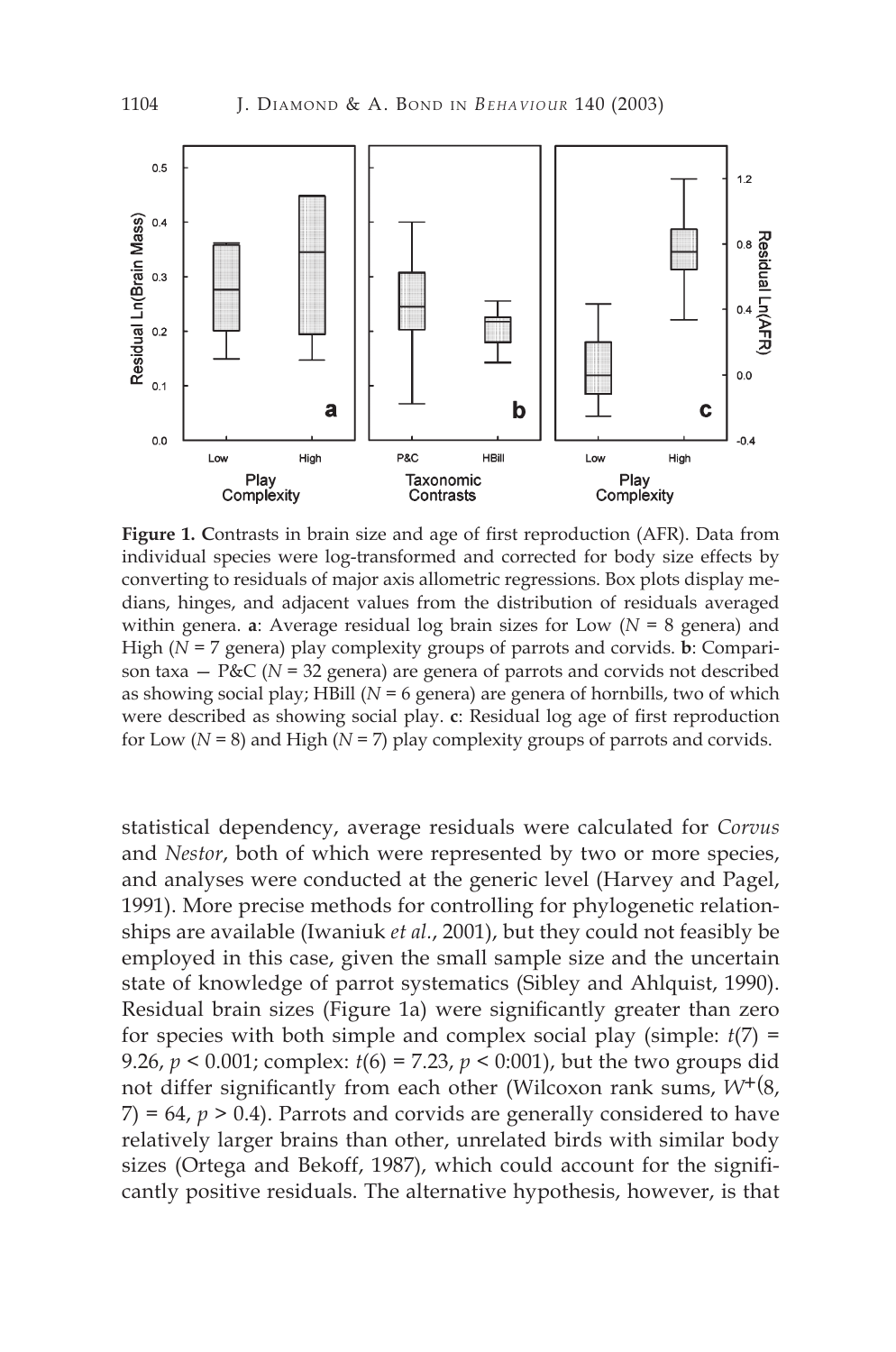**Figure 1. C**ontrasts in brain size and age of first reproduction (AFR). Data from individual species were log-transformed and corrected for body size effects by converting to residuals of major axis allometric regressions. Box plots display medians, hinges, and adjacent values from the distribution of residuals averaged within genera. **a**: Average residual log brain sizes for Low ($N = 8$ genera) and High ($N = 7$ genera) play complexity groups of parrots and corvids. **b**: Comparison taxa — P&C ($N = 32$ genera) are genera of parrots and corvids not described as showing social play; HBill ($N = 6$ genera) are genera of hornbills, two of which were described as showing social play. **c**: Residual log age of first reproduction for Low ($N = 8$) and High ($N = 7$) play complexity groups of parrots and corvids.

statistical dependency, average residuals were calculated for *Corvus* and *Nestor*, both of which were represented by two or more species, and analyses were conducted at the generic level (Harvey and Pagel, 1991). More precise methods for controlling for phylogenetic relationships are available (Iwaniuk *et al.*, 2001), but they could not feasibly be employed in this case, given the small sample size and the uncertain state of knowledge of parrot systematics (Sibley and Ahlquist, 1990). Residual brain sizes (Figure 1a) were significantly greater than zero for species with both simple and complex social play (simple: $t(7) = 9.26$, $p < 0.001$; complex: $t(6) = 7.23$, $p < 0{:}001$), but the two groups did not differ significantly from each other (Wilcoxon rank sums, $W^{+}(8, 7) = 64$, $p > 0.4$). Parrots and corvids are generally considered to have relatively larger brains than other, unrelated birds with similar body sizes (Ortega and Bekoff, 1987), which could account for the significantly positive residuals. The alternative hypothesis, however, is that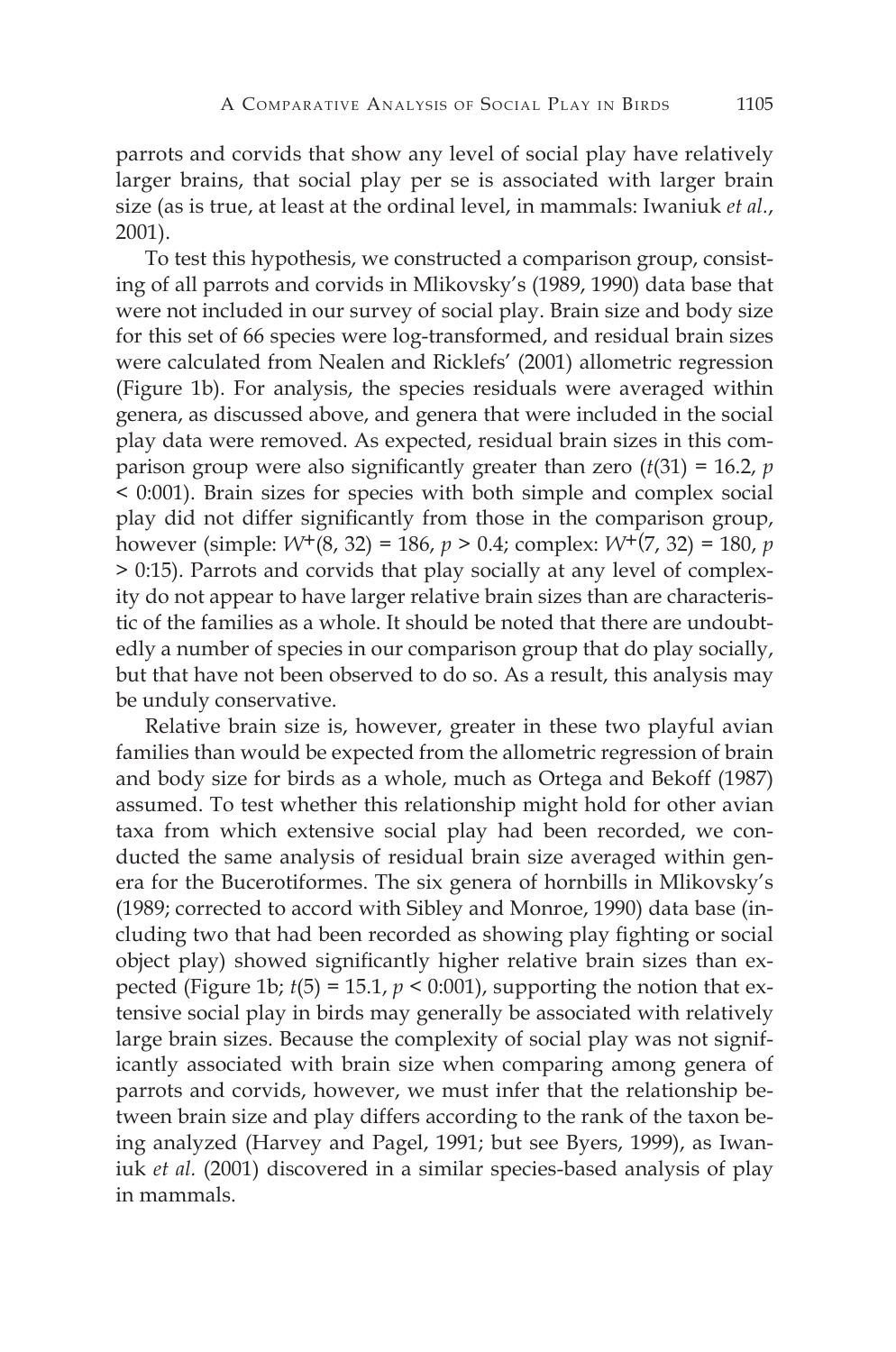parrots and corvids that show any level of social play have relatively larger brains, that social play per se is associated with larger brain size (as is true, at least at the ordinal level, in mammals: Iwaniuk *et al.*, 2001).

To test this hypothesis, we constructed a comparison group, consisting of all parrots and corvids in Mlikovsky's (1989, 1990) data base that were not included in our survey of social play. Brain size and body size for this set of 66 species were log-transformed, and residual brain sizes were calculated from Nealen and Ricklefs' (2001) allometric regression (Figure 1b). For analysis, the species residuals were averaged within genera, as discussed above, and genera that were included in the social play data were removed. As expected, residual brain sizes in this comparison group were also significantly greater than zero ($t(31) = 16.2$, $p < 0{:}001$). Brain sizes for species with both simple and complex social play did not differ significantly from those in the comparison group, however (simple: $W^{+}(8, 32) = 186$, $p > 0.4$; complex: $W^{+}(7, 32) = 180$, $p > 0{:}15$). Parrots and corvids that play socially at any level of complexity do not appear to have larger relative brain sizes than are characteristic of the families as a whole. It should be noted that there are undoubtedly a number of species in our comparison group that do play socially, but that have not been observed to do so. As a result, this analysis may be unduly conservative.

Relative brain size is, however, greater in these two playful avian families than would be expected from the allometric regression of brain and body size for birds as a whole, much as Ortega and Bekoff (1987) assumed. To test whether this relationship might hold for other avian taxa from which extensive social play had been recorded, we conducted the same analysis of residual brain size averaged within genera for the Bucerotiformes. The six genera of hornbills in Mlikovsky's (1989; corrected to accord with Sibley and Monroe, 1990) data base (including two that had been recorded as showing play fighting or social object play) showed significantly higher relative brain sizes than expected (Figure 1b; $t(5) = 15.1$, $p < 0{:}001$), supporting the notion that extensive social play in birds may generally be associated with relatively large brain sizes. Because the complexity of social play was not significantly associated with brain size when comparing among genera of parrots and corvids, however, we must infer that the relationship between brain size and play differs according to the rank of the taxon being analyzed (Harvey and Pagel, 1991; but see Byers, 1999), as Iwaniuk *et al.* (2001) discovered in a similar species-based analysis of play in mammals.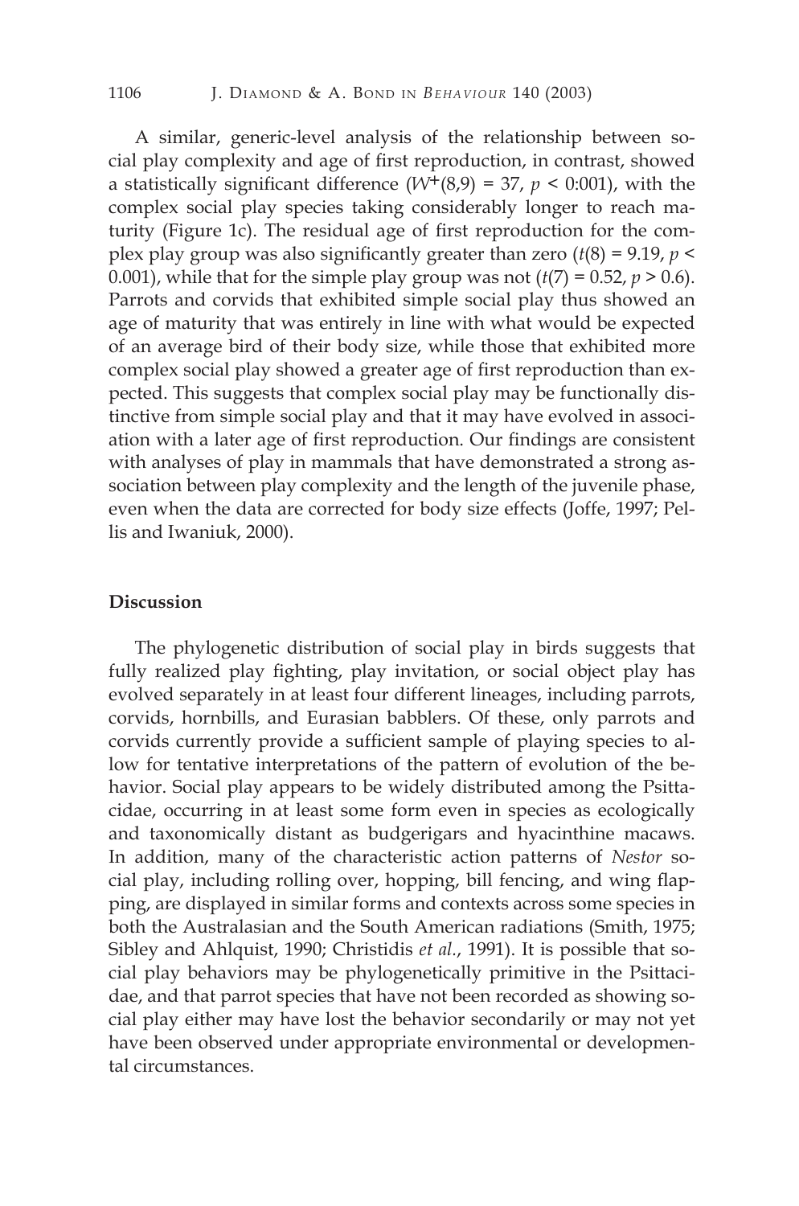A similar, generic-level analysis of the relationship between social play complexity and age of first reproduction, in contrast, showed a statistically significant difference ($W^{+}(8,9) = 37$, $p < 0{:}001$), with the complex social play species taking considerably longer to reach maturity (Figure 1c). The residual age of first reproduction for the complex play group was also significantly greater than zero ($t(8) = 9.19$, $p < 0.001$), while that for the simple play group was not ($t(7) = 0.52$, $p > 0.6$). Parrots and corvids that exhibited simple social play thus showed an age of maturity that was entirely in line with what would be expected of an average bird of their body size, while those that exhibited more complex social play showed a greater age of first reproduction than expected. This suggests that complex social play may be functionally distinctive from simple social play and that it may have evolved in association with a later age of first reproduction. Our findings are consistent with analyses of play in mammals that have demonstrated a strong association between play complexity and the length of the juvenile phase, even when the data are corrected for body size effects (Joffe, 1997; Pellis and Iwaniuk, 2000).

## Discussion

The phylogenetic distribution of social play in birds suggests that fully realized play fighting, play invitation, or social object play has evolved separately in at least four different lineages, including parrots, corvids, hornbills, and Eurasian babblers. Of these, only parrots and corvids currently provide a sufficient sample of playing species to allow for tentative interpretations of the pattern of evolution of the behavior. Social play appears to be widely distributed among the Psittacidae, occurring in at least some form even in species as ecologically and taxonomically distant as budgerigars and hyacinthine macaws. In addition, many of the characteristic action patterns of *Nestor* social play, including rolling over, hopping, bill fencing, and wing flapping, are displayed in similar forms and contexts across some species in both the Australasian and the South American radiations (Smith, 1975; Sibley and Ahlquist, 1990; Christidis *et al.*, 1991). It is possible that social play behaviors may be phylogenetically primitive in the Psittacidae, and that parrot species that have not been recorded as showing social play either may have lost the behavior secondarily or may not yet have been observed under appropriate environmental or developmental circumstances.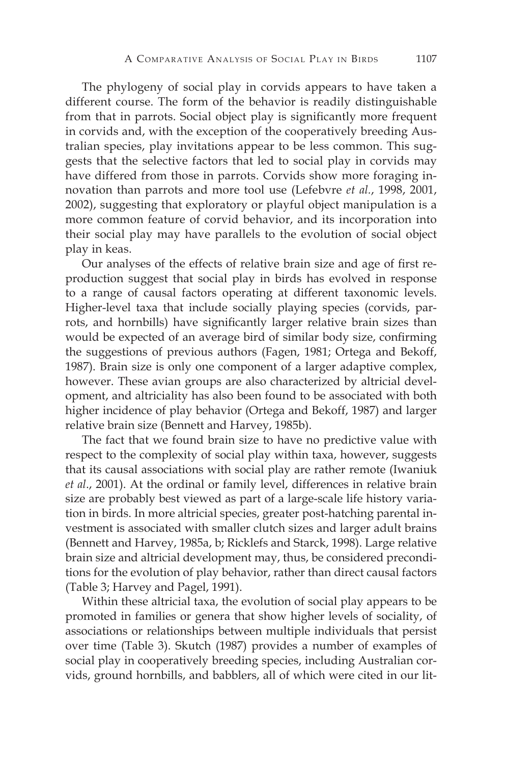The phylogeny of social play in corvids appears to have taken a different course. The form of the behavior is readily distinguishable from that in parrots. Social object play is significantly more frequent in corvids and, with the exception of the cooperatively breeding Australian species, play invitations appear to be less common. This suggests that the selective factors that led to social play in corvids may have differed from those in parrots. Corvids show more foraging innovation than parrots and more tool use (Lefebvre *et al.*, 1998, 2001, 2002), suggesting that exploratory or playful object manipulation is a more common feature of corvid behavior, and its incorporation into their social play may have parallels to the evolution of social object play in keas.

Our analyses of the effects of relative brain size and age of first reproduction suggest that social play in birds has evolved in response to a range of causal factors operating at different taxonomic levels. Higher-level taxa that include socially playing species (corvids, parrots, and hornbills) have significantly larger relative brain sizes than would be expected of an average bird of similar body size, confirming the suggestions of previous authors (Fagen, 1981; Ortega and Bekoff, 1987). Brain size is only one component of a larger adaptive complex, however. These avian groups are also characterized by altricial development, and altriciality has also been found to be associated with both higher incidence of play behavior (Ortega and Bekoff, 1987) and larger relative brain size (Bennett and Harvey, 1985b).

The fact that we found brain size to have no predictive value with respect to the complexity of social play within taxa, however, suggests that its causal associations with social play are rather remote (Iwaniuk *et al.*, 2001). At the ordinal or family level, differences in relative brain size are probably best viewed as part of a large-scale life history variation in birds. In more altricial species, greater post-hatching parental investment is associated with smaller clutch sizes and larger adult brains (Bennett and Harvey, 1985a, b; Ricklefs and Starck, 1998). Large relative brain size and altricial development may, thus, be considered preconditions for the evolution of play behavior, rather than direct causal factors (Table 3; Harvey and Pagel, 1991).

Within these altricial taxa, the evolution of social play appears to be promoted in families or genera that show higher levels of sociality, of associations or relationships between multiple individuals that persist over time (Table 3). Skutch (1987) provides a number of examples of social play in cooperatively breeding species, including Australian corvids, ground hornbills, and babblers, all of which were cited in our lit-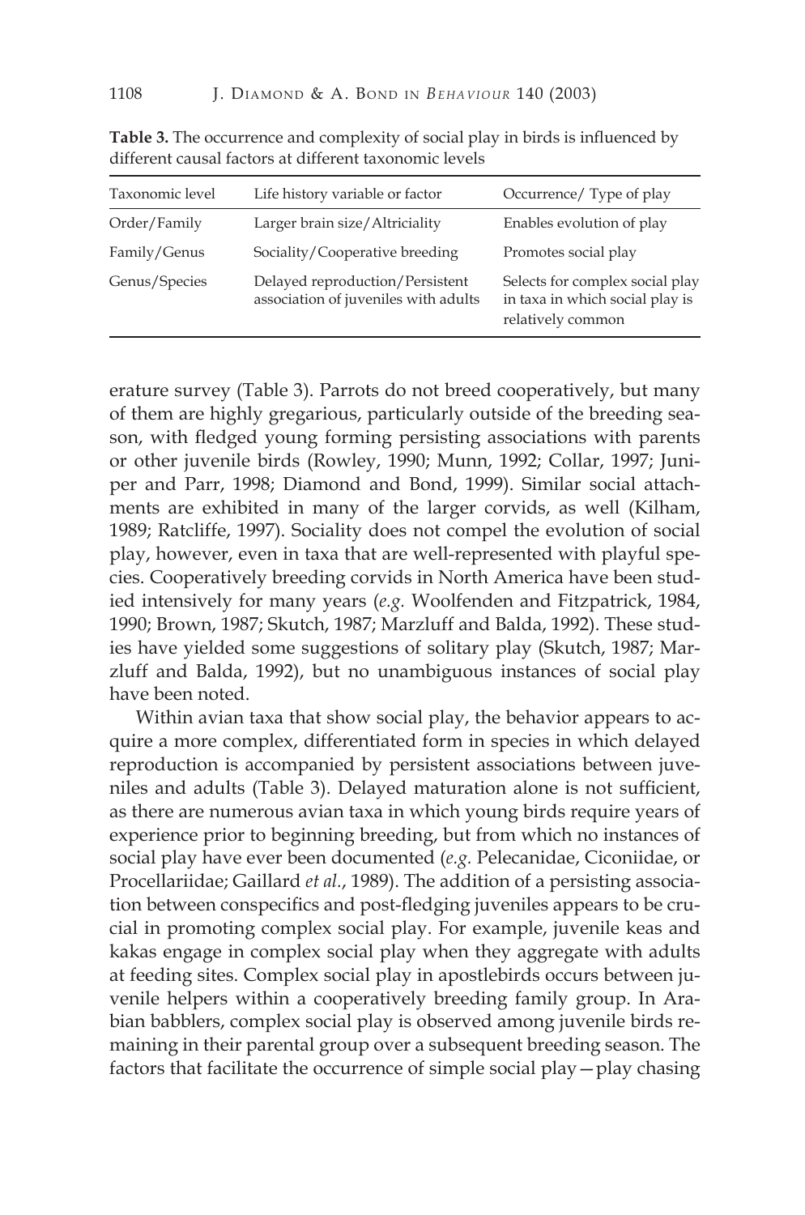**Table 3.** The occurrence and complexity of social play in birds is influenced by different causal factors at different taxonomic levels

| Taxonomic level | Life history variable or factor | Occurrence/ Type of play |
|---|---|---|
| Order/Family | Larger brain size/Altriciality | Enables evolution of play |
| Family/Genus | Sociality/Cooperative breeding | Promotes social play |
| Genus/Species | Delayed reproduction/Persistent association of juveniles with adults | Selects for complex social play in taxa in which social play is relatively common |

erature survey (Table 3). Parrots do not breed cooperatively, but many of them are highly gregarious, particularly outside of the breeding season, with fledged young forming persisting associations with parents or other juvenile birds (Rowley, 1990; Munn, 1992; Collar, 1997; Juniper and Parr, 1998; Diamond and Bond, 1999). Similar social attachments are exhibited in many of the larger corvids, as well (Kilham, 1989; Ratcliffe, 1997). Sociality does not compel the evolution of social play, however, even in taxa that are well-represented with playful species. Cooperatively breeding corvids in North America have been studied intensively for many years (*e.g.* Woolfenden and Fitzpatrick, 1984, 1990; Brown, 1987; Skutch, 1987; Marzluff and Balda, 1992). These studies have yielded some suggestions of solitary play (Skutch, 1987; Marzluff and Balda, 1992), but no unambiguous instances of social play have been noted.

Within avian taxa that show social play, the behavior appears to acquire a more complex, differentiated form in species in which delayed reproduction is accompanied by persistent associations between juveniles and adults (Table 3). Delayed maturation alone is not sufficient, as there are numerous avian taxa in which young birds require years of experience prior to beginning breeding, but from which no instances of social play have ever been documented (*e.g.* Pelecanidae, Ciconiidae, or Procellariidae; Gaillard *et al.*, 1989). The addition of a persisting association between conspecifics and post-fledging juveniles appears to be crucial in promoting complex social play. For example, juvenile keas and kakas engage in complex social play when they aggregate with adults at feeding sites. Complex social play in apostlebirds occurs between juvenile helpers within a cooperatively breeding family group. In Arabian babblers, complex social play is observed among juvenile birds remaining in their parental group over a subsequent breeding season. The factors that facilitate the occurrence of simple social play — play chasing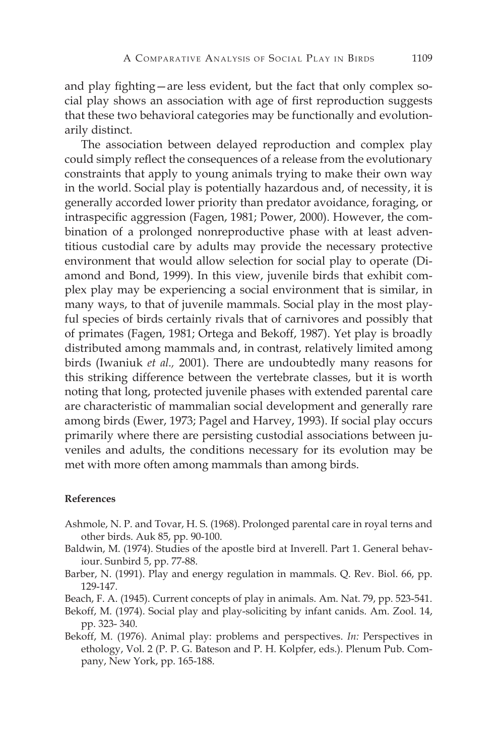and play fighting—are less evident, but the fact that only complex social play shows an association with age of first reproduction suggests that these two behavioral categories may be functionally and evolutionarily distinct.

The association between delayed reproduction and complex play could simply reflect the consequences of a release from the evolutionary constraints that apply to young animals trying to make their own way in the world. Social play is potentially hazardous and, of necessity, it is generally accorded lower priority than predator avoidance, foraging, or intraspecific aggression (Fagen, 1981; Power, 2000). However, the combination of a prolonged nonreproductive phase with at least adventitious custodial care by adults may provide the necessary protective environment that would allow selection for social play to operate (Diamond and Bond, 1999). In this view, juvenile birds that exhibit complex play may be experiencing a social environment that is similar, in many ways, to that of juvenile mammals. Social play in the most playful species of birds certainly rivals that of carnivores and possibly that of primates (Fagen, 1981; Ortega and Bekoff, 1987). Yet play is broadly distributed among mammals and, in contrast, relatively limited among birds (Iwaniuk *et al.,* 2001). There are undoubtedly many reasons for this striking difference between the vertebrate classes, but it is worth noting that long, protected juvenile phases with extended parental care are characteristic of mammalian social development and generally rare among birds (Ewer, 1973; Pagel and Harvey, 1993). If social play occurs primarily where there are persisting custodial associations between juveniles and adults, the conditions necessary for its evolution may be met with more often among mammals than among birds.

**References**

Ashmole, N. P. and Tovar, H. S. (1968). Prolonged parental care in royal terns and other birds. Auk 85, pp. 90-100.

Baldwin, M. (1974). Studies of the apostle bird at Inverell. Part 1. General behaviour. Sunbird 5, pp. 77-88.

Barber, N. (1991). Play and energy regulation in mammals. Q. Rev. Biol. 66, pp. 129-147.

Beach, F. A. (1945). Current concepts of play in animals. Am. Nat. 79, pp. 523-541.

Bekoff, M. (1974). Social play and play-soliciting by infant canids. Am. Zool. 14, pp. 323- 340.

Bekoff, M. (1976). Animal play: problems and perspectives. *In:* Perspectives in ethology, Vol. 2 (P. P. G. Bateson and P. H. Kolpfer, eds.). Plenum Pub. Company, New York, pp. 165-188.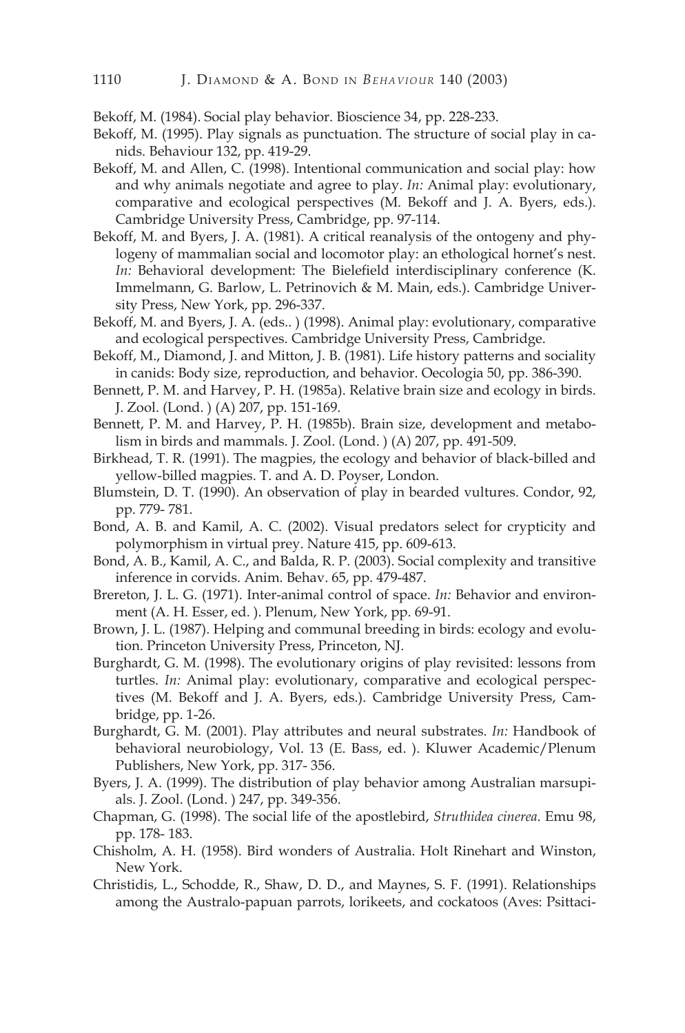Bekoff, M. (1984). Social play behavior. Bioscience 34, pp. 228-233.

Bekoff, M. (1995). Play signals as punctuation. The structure of social play in canids. Behaviour 132, pp. 419-29.

Bekoff, M. and Allen, C. (1998). Intentional communication and social play: how and why animals negotiate and agree to play. *In:* Animal play: evolutionary, comparative and ecological perspectives (M. Bekoff and J. A. Byers, eds.). Cambridge University Press, Cambridge, pp. 97-114.

Bekoff, M. and Byers, J. A. (1981). A critical reanalysis of the ontogeny and phylogeny of mammalian social and locomotor play: an ethological hornet's nest. *In:* Behavioral development: The Bielefield interdisciplinary conference (K. Immelmann, G. Barlow, L. Petrinovich & M. Main, eds.). Cambridge University Press, New York, pp. 296-337.

Bekoff, M. and Byers, J. A. (eds.. ) (1998). Animal play: evolutionary, comparative and ecological perspectives. Cambridge University Press, Cambridge.

Bekoff, M., Diamond, J. and Mitton, J. B. (1981). Life history patterns and sociality in canids: Body size, reproduction, and behavior. Oecologia 50, pp. 386-390.

Bennett, P. M. and Harvey, P. H. (1985a). Relative brain size and ecology in birds. J. Zool. (Lond. ) (A) 207, pp. 151-169.

Bennett, P. M. and Harvey, P. H. (1985b). Brain size, development and metabolism in birds and mammals. J. Zool. (Lond. ) (A) 207, pp. 491-509.

Birkhead, T. R. (1991). The magpies, the ecology and behavior of black-billed and yellow-billed magpies. T. and A. D. Poyser, London.

Blumstein, D. T. (1990). An observation of play in bearded vultures. Condor, 92, pp. 779- 781.

Bond, A. B. and Kamil, A. C. (2002). Visual predators select for crypticity and polymorphism in virtual prey. Nature 415, pp. 609-613.

Bond, A. B., Kamil, A. C., and Balda, R. P. (2003). Social complexity and transitive inference in corvids. Anim. Behav. 65, pp. 479-487.

Brereton, J. L. G. (1971). Inter-animal control of space. *In:* Behavior and environment (A. H. Esser, ed. ). Plenum, New York, pp. 69-91.

Brown, J. L. (1987). Helping and communal breeding in birds: ecology and evolution. Princeton University Press, Princeton, NJ.

Burghardt, G. M. (1998). The evolutionary origins of play revisited: lessons from turtles. *In:* Animal play: evolutionary, comparative and ecological perspectives (M. Bekoff and J. A. Byers, eds.). Cambridge University Press, Cambridge, pp. 1-26.

Burghardt, G. M. (2001). Play attributes and neural substrates. *In:* Handbook of behavioral neurobiology, Vol. 13 (E. Bass, ed. ). Kluwer Academic/Plenum Publishers, New York, pp. 317- 356.

Byers, J. A. (1999). The distribution of play behavior among Australian marsupials. J. Zool. (Lond. ) 247, pp. 349-356.

Chapman, G. (1998). The social life of the apostlebird, *Struthidea cinerea*. Emu 98, pp. 178- 183.

Chisholm, A. H. (1958). Bird wonders of Australia. Holt Rinehart and Winston, New York.

Christidis, L., Schodde, R., Shaw, D. D., and Maynes, S. F. (1991). Relationships among the Australo-papuan parrots, lorikeets, and cockatoos (Aves: Psittaci-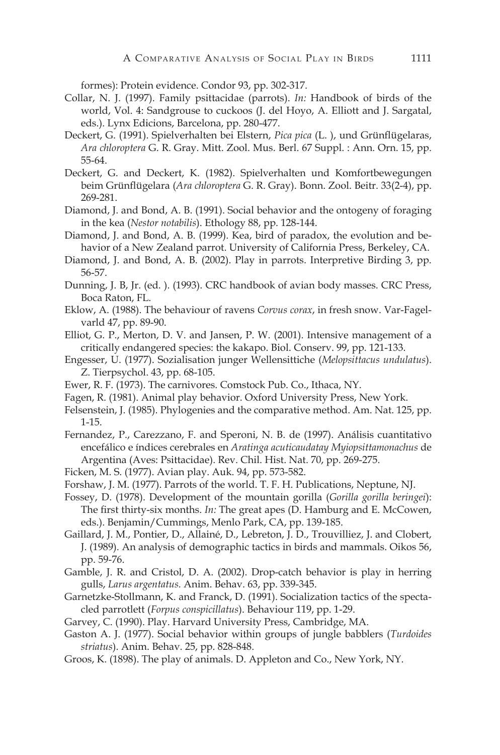formes): Protein evidence. Condor 93, pp. 302-317.

Collar, N. J. (1997). Family psittacidae (parrots). *In:* Handbook of birds of the world, Vol. 4: Sandgrouse to cuckoos (J. del Hoyo, A. Elliott and J. Sargatal, eds.). Lynx Edicions, Barcelona, pp. 280-477.

Deckert, G. (1991). Spielverhalten bei Elstern, *Pica pica* (L. ), und Grünflügelaras, *Ara chloroptera* G. R. Gray. Mitt. Zool. Mus. Berl. 67 Suppl. : Ann. Orn. 15, pp. 55-64.

Deckert, G. and Deckert, K. (1982). Spielverhalten und Komfortbewegungen beim Grünflügelara (*Ara chloroptera* G. R. Gray). Bonn. Zool. Beitr. 33(2-4), pp. 269-281.

Diamond, J. and Bond, A. B. (1991). Social behavior and the ontogeny of foraging in the kea (*Nestor notabilis*). Ethology 88, pp. 128-144.

Diamond, J. and Bond, A. B. (1999). Kea, bird of paradox, the evolution and behavior of a New Zealand parrot. University of California Press, Berkeley, CA.

Diamond, J. and Bond, A. B. (2002). Play in parrots. Interpretive Birding 3, pp. 56-57.

Dunning, J. B, Jr. (ed. ). (1993). CRC handbook of avian body masses. CRC Press, Boca Raton, FL.

Eklow, A. (1988). The behaviour of ravens *Corvus corax*, in fresh snow. Var-Fagelvarld 47, pp. 89-90.

Elliot, G. P., Merton, D. V. and Jansen, P. W. (2001). Intensive management of a critically endangered species: the kakapo. Biol. Conserv. 99, pp. 121-133.

Engesser, U. (1977). Sozialisation junger Wellensittiche (*Melopsittacus undulatus*). Z. Tierpsychol. 43, pp. 68-105.

Ewer, R. F. (1973). The carnivores. Comstock Pub. Co., Ithaca, NY.

Fagen, R. (1981). Animal play behavior. Oxford University Press, New York.

Felsenstein, J. (1985). Phylogenies and the comparative method. Am. Nat. 125, pp. 1-15.

Fernandez, P., Carezzano, F. and Speroni, N. B. de (1997). Análisis cuantitativo encefálico e índices cerebrales en *Aratinga acuticaudatay Myiopsittamonachus* de Argentina (Aves: Psittacidae). Rev. Chil. Hist. Nat. 70, pp. 269-275.

Ficken, M. S. (1977). Avian play. Auk. 94, pp. 573-582.

Forshaw, J. M. (1977). Parrots of the world. T. F. H. Publications, Neptune, NJ.

Fossey, D. (1978). Development of the mountain gorilla (*Gorilla gorilla beringei*): The first thirty-six months. *In:* The great apes (D. Hamburg and E. McCowen, eds.). Benjamin/Cummings, Menlo Park, CA, pp. 139-185.

Gaillard, J. M., Pontier, D., Allainé, D., Lebreton, J. D., Trouvilliez, J. and Clobert, J. (1989). An analysis of demographic tactics in birds and mammals. Oikos 56, pp. 59-76.

Gamble, J. R. and Cristol, D. A. (2002). Drop-catch behavior is play in herring gulls, *Larus argentatus.* Anim. Behav. 63, pp. 339-345.

Garnetzke-Stollmann, K. and Franck, D. (1991). Socialization tactics of the spectacled parrotlett (*Forpus conspicillatus*). Behaviour 119, pp. 1-29.

Garvey, C. (1990). Play. Harvard University Press, Cambridge, MA.

Gaston A. J. (1977). Social behavior within groups of jungle babblers (*Turdoides striatus*). Anim. Behav. 25, pp. 828-848.

Groos, K. (1898). The play of animals. D. Appleton and Co., New York, NY.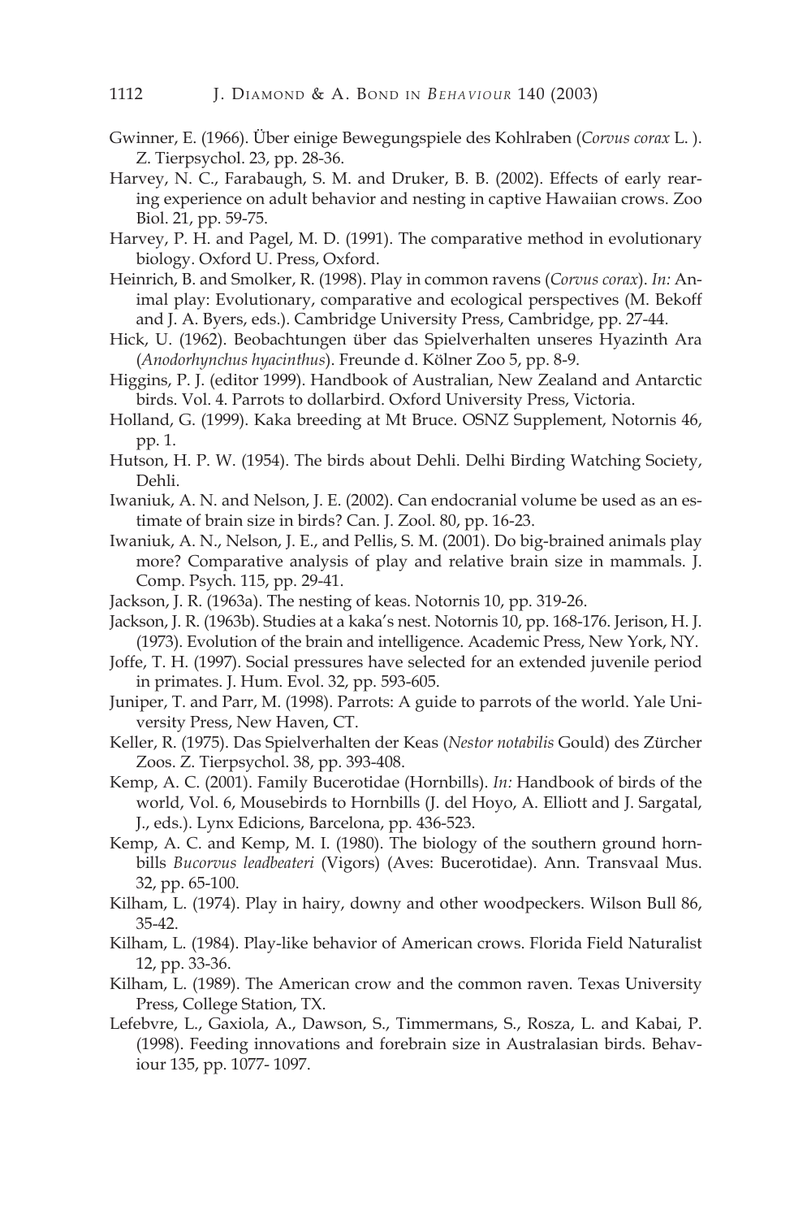Gwinner, E. (1966). Über einige Bewegungspiele des Kohlraben (*Corvus corax* L. ). Z. Tierpsychol. 23, pp. 28-36.

Harvey, N. C., Farabaugh, S. M. and Druker, B. B. (2002). Effects of early rearing experience on adult behavior and nesting in captive Hawaiian crows. Zoo Biol. 21, pp. 59-75.

Harvey, P. H. and Pagel, M. D. (1991). The comparative method in evolutionary biology. Oxford U. Press, Oxford.

Heinrich, B. and Smolker, R. (1998). Play in common ravens (*Corvus corax*). *In:* Animal play: Evolutionary, comparative and ecological perspectives (M. Bekoff and J. A. Byers, eds.). Cambridge University Press, Cambridge, pp. 27-44.

Hick, U. (1962). Beobachtungen über das Spielverhalten unseres Hyazinth Ara (*Anodorhynchus hyacinthus*). Freunde d. Kölner Zoo 5, pp. 8-9.

Higgins, P. J. (editor 1999). Handbook of Australian, New Zealand and Antarctic birds. Vol. 4. Parrots to dollarbird. Oxford University Press, Victoria.

Holland, G. (1999). Kaka breeding at Mt Bruce. OSNZ Supplement, Notornis 46, pp. 1.

Hutson, H. P. W. (1954). The birds about Dehli. Delhi Birding Watching Society, Dehli.

Iwaniuk, A. N. and Nelson, J. E. (2002). Can endocranial volume be used as an estimate of brain size in birds? Can. J. Zool. 80, pp. 16-23.

Iwaniuk, A. N., Nelson, J. E., and Pellis, S. M. (2001). Do big-brained animals play more? Comparative analysis of play and relative brain size in mammals. J. Comp. Psych. 115, pp. 29-41.

Jackson, J. R. (1963a). The nesting of keas. Notornis 10, pp. 319-26.

Jackson, J. R. (1963b). Studies at a kaka's nest. Notornis 10, pp. 168-176. Jerison, H. J. (1973). Evolution of the brain and intelligence. Academic Press, New York, NY.

Joffe, T. H. (1997). Social pressures have selected for an extended juvenile period in primates. J. Hum. Evol. 32, pp. 593-605.

Juniper, T. and Parr, M. (1998). Parrots: A guide to parrots of the world. Yale University Press, New Haven, CT.

Keller, R. (1975). Das Spielverhalten der Keas (*Nestor notabilis* Gould) des Zürcher Zoos. Z. Tierpsychol. 38, pp. 393-408.

Kemp, A. C. (2001). Family Bucerotidae (Hornbills). *In:* Handbook of birds of the world, Vol. 6, Mousebirds to Hornbills (J. del Hoyo, A. Elliott and J. Sargatal, J., eds.). Lynx Edicions, Barcelona, pp. 436-523.

Kemp, A. C. and Kemp, M. I. (1980). The biology of the southern ground hornbills *Bucorvus leadbeateri* (Vigors) (Aves: Bucerotidae). Ann. Transvaal Mus. 32, pp. 65-100.

Kilham, L. (1974). Play in hairy, downy and other woodpeckers. Wilson Bull 86, 35-42.

Kilham, L. (1984). Play-like behavior of American crows. Florida Field Naturalist 12, pp. 33-36.

Kilham, L. (1989). The American crow and the common raven. Texas University Press, College Station, TX.

Lefebvre, L., Gaxiola, A., Dawson, S., Timmermans, S., Rosza, L. and Kabai, P. (1998). Feeding innovations and forebrain size in Australasian birds. Behaviour 135, pp. 1077- 1097.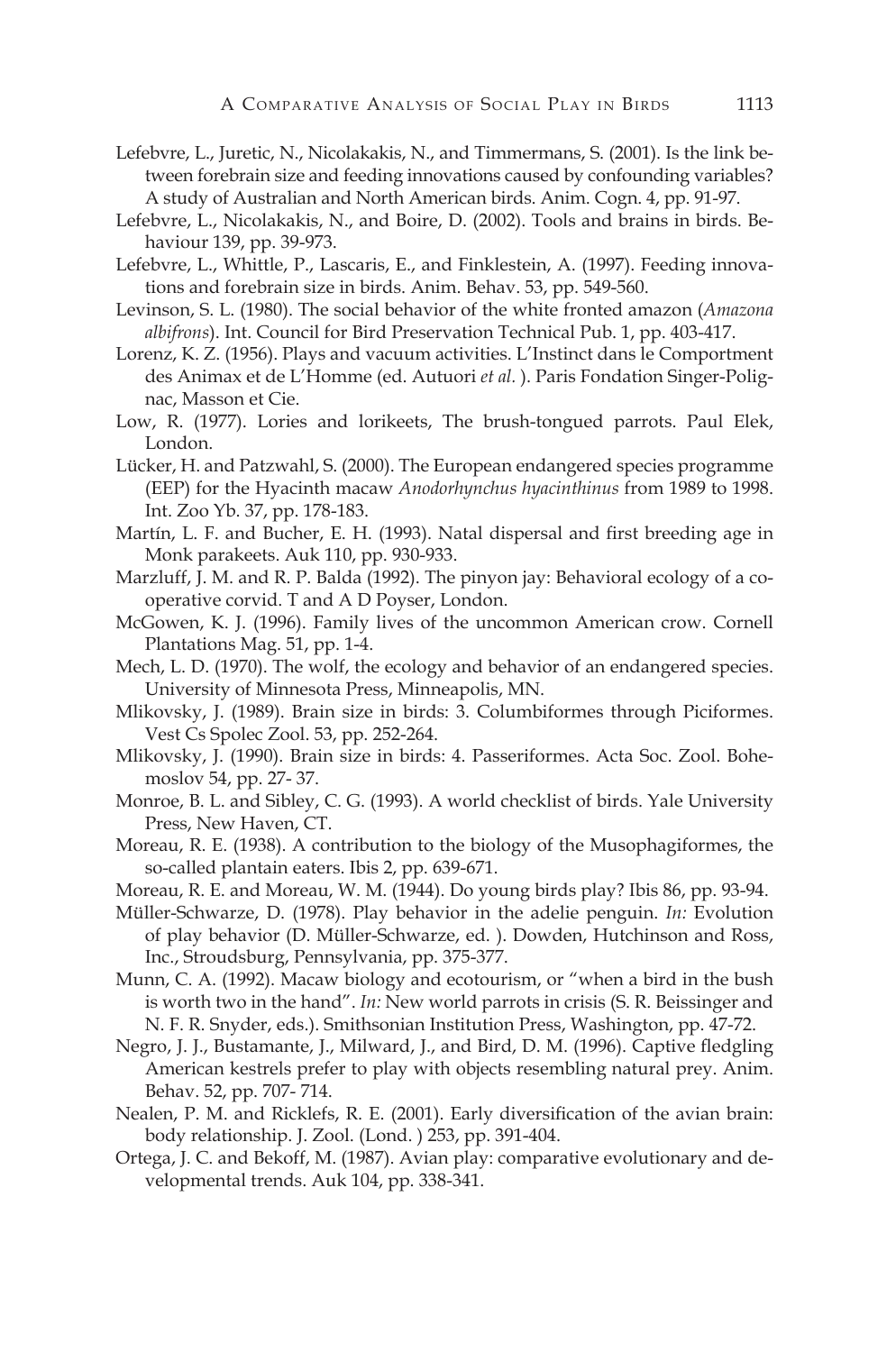Lefebvre, L., Juretic, N., Nicolakakis, N., and Timmermans, S. (2001). Is the link between forebrain size and feeding innovations caused by confounding variables? A study of Australian and North American birds. Anim. Cogn. 4, pp. 91-97.

Lefebvre, L., Nicolakakis, N., and Boire, D. (2002). Tools and brains in birds. Behaviour 139, pp. 39-973.

Lefebvre, L., Whittle, P., Lascaris, E., and Finklestein, A. (1997). Feeding innovations and forebrain size in birds. Anim. Behav. 53, pp. 549-560.

Levinson, S. L. (1980). The social behavior of the white fronted amazon (*Amazona albifrons*). Int. Council for Bird Preservation Technical Pub. 1, pp. 403-417.

Lorenz, K. Z. (1956). Plays and vacuum activities. L'Instinct dans le Comportment des Animax et de L'Homme (ed. Autuori *et al.* ). Paris Fondation Singer-Polignac, Masson et Cie.

Low, R. (1977). Lories and lorikeets, The brush-tongued parrots. Paul Elek, London.

Lücker, H. and Patzwahl, S. (2000). The European endangered species programme (EEP) for the Hyacinth macaw *Anodorhynchus hyacinthinus* from 1989 to 1998. Int. Zoo Yb. 37, pp. 178-183.

Martín, L. F. and Bucher, E. H. (1993). Natal dispersal and first breeding age in Monk parakeets. Auk 110, pp. 930-933.

Marzluff, J. M. and R. P. Balda (1992). The pinyon jay: Behavioral ecology of a cooperative corvid. T and A D Poyser, London.

McGowen, K. J. (1996). Family lives of the uncommon American crow. Cornell Plantations Mag. 51, pp. 1-4.

Mech, L. D. (1970). The wolf, the ecology and behavior of an endangered species. University of Minnesota Press, Minneapolis, MN.

Mlikovsky, J. (1989). Brain size in birds: 3. Columbiformes through Piciformes. Vest Cs Spolec Zool. 53, pp. 252-264.

Mlikovsky, J. (1990). Brain size in birds: 4. Passeriformes. Acta Soc. Zool. Bohemoslov 54, pp. 27- 37.

Monroe, B. L. and Sibley, C. G. (1993). A world checklist of birds. Yale University Press, New Haven, CT.

Moreau, R. E. (1938). A contribution to the biology of the Musophagiformes, the so-called plantain eaters. Ibis 2, pp. 639-671.

Moreau, R. E. and Moreau, W. M. (1944). Do young birds play? Ibis 86, pp. 93-94.

Müller-Schwarze, D. (1978). Play behavior in the adelie penguin. *In:* Evolution of play behavior (D. Müller-Schwarze, ed. ). Dowden, Hutchinson and Ross, Inc., Stroudsburg, Pennsylvania, pp. 375-377.

Munn, C. A. (1992). Macaw biology and ecotourism, or "when a bird in the bush is worth two in the hand". *In:* New world parrots in crisis (S. R. Beissinger and N. F. R. Snyder, eds.). Smithsonian Institution Press, Washington, pp. 47-72.

Negro, J. J., Bustamante, J., Milward, J., and Bird, D. M. (1996). Captive fledgling American kestrels prefer to play with objects resembling natural prey. Anim. Behav. 52, pp. 707- 714.

Nealen, P. M. and Ricklefs, R. E. (2001). Early diversification of the avian brain: body relationship. J. Zool. (Lond. ) 253, pp. 391-404.

Ortega, J. C. and Bekoff, M. (1987). Avian play: comparative evolutionary and developmental trends. Auk 104, pp. 338-341.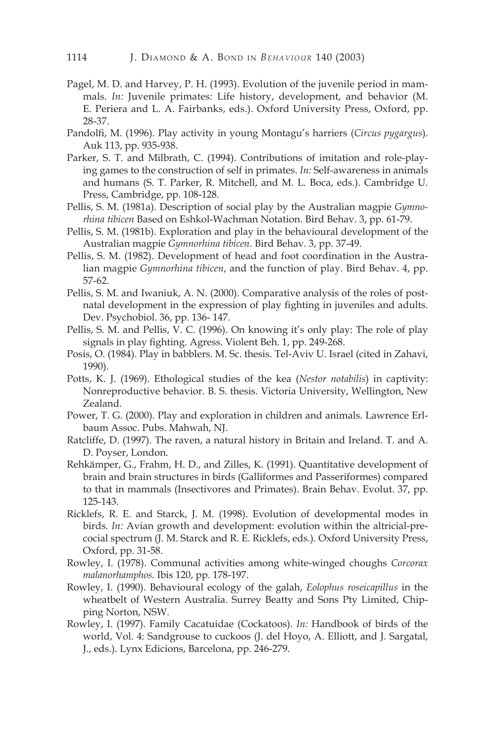Pagel, M. D. and Harvey, P. H. (1993). Evolution of the juvenile period in mammals. *In:* Juvenile primates: Life history, development, and behavior (M. E. Periera and L. A. Fairbanks, eds.). Oxford University Press, Oxford, pp. 28-37.

Pandolfi, M. (1996). Play activity in young Montagu's harriers (*Circus pygargus*). Auk 113, pp. 935-938.

Parker, S. T. and Milbrath, C. (1994). Contributions of imitation and role-playing games to the construction of self in primates. *In:* Self-awareness in animals and humans (S. T. Parker, R. Mitchell, and M. L. Boca, eds.). Cambridge U. Press, Cambridge, pp. 108-128.

Pellis, S. M. (1981a). Description of social play by the Australian magpie *Gymnorhina tibicen* Based on Eshkol-Wachman Notation. Bird Behav. 3, pp. 61-79.

Pellis, S. M. (1981b). Exploration and play in the behavioural development of the Australian magpie *Gymnorhina tibicen*. Bird Behav. 3, pp. 37-49.

Pellis, S. M. (1982). Development of head and foot coordination in the Australian magpie *Gymnorhina tibicen*, and the function of play. Bird Behav. 4, pp. 57-62.

Pellis, S. M. and Iwaniuk, A. N. (2000). Comparative analysis of the roles of postnatal development in the expression of play fighting in juveniles and adults. Dev. Psychobiol. 36, pp. 136- 147.

Pellis, S. M. and Pellis, V. C. (1996). On knowing it's only play: The role of play signals in play fighting. Agress. Violent Beh. 1, pp. 249-268.

Posis, O. (1984). Play in babblers. M. Sc. thesis. Tel-Aviv U. Israel (cited in Zahavi, 1990).

Potts, K. J. (1969). Ethological studies of the kea (*Nestor notabilis*) in captivity: Nonreproductive behavior. B. S. thesis. Victoria University, Wellington, New Zealand.

Power, T. G. (2000). Play and exploration in children and animals. Lawrence Erlbaum Assoc. Pubs. Mahwah, NJ.

Ratcliffe, D. (1997). The raven, a natural history in Britain and Ireland. T. and A. D. Poyser, London.

Rehkämper, G., Frahm, H. D., and Zilles, K. (1991). Quantitative development of brain and brain structures in birds (Galliformes and Passeriformes) compared to that in mammals (Insectivores and Primates). Brain Behav. Evolut. 37, pp. 125-143.

Ricklefs, R. E. and Starck, J. M. (1998). Evolution of developmental modes in birds. *In:* Avian growth and development: evolution within the altricial-precocial spectrum (J. M. Starck and R. E. Ricklefs, eds.). Oxford University Press, Oxford, pp. 31-58.

Rowley, I. (1978). Communal activities among white-winged choughs *Corcorax malanorhamphos.* Ibis 120, pp. 178-197.

Rowley, I. (1990). Behavioural ecology of the galah, *Eolophus roseicapillus* in the wheatbelt of Western Australia. Surrey Beatty and Sons Pty Limited, Chipping Norton, NSW.

Rowley, I. (1997). Family Cacatuidae (Cockatoos). *In:* Handbook of birds of the world, Vol. 4: Sandgrouse to cuckoos (J. del Hoyo, A. Elliott, and J. Sargatal, J., eds.). Lynx Edicions, Barcelona, pp. 246-279.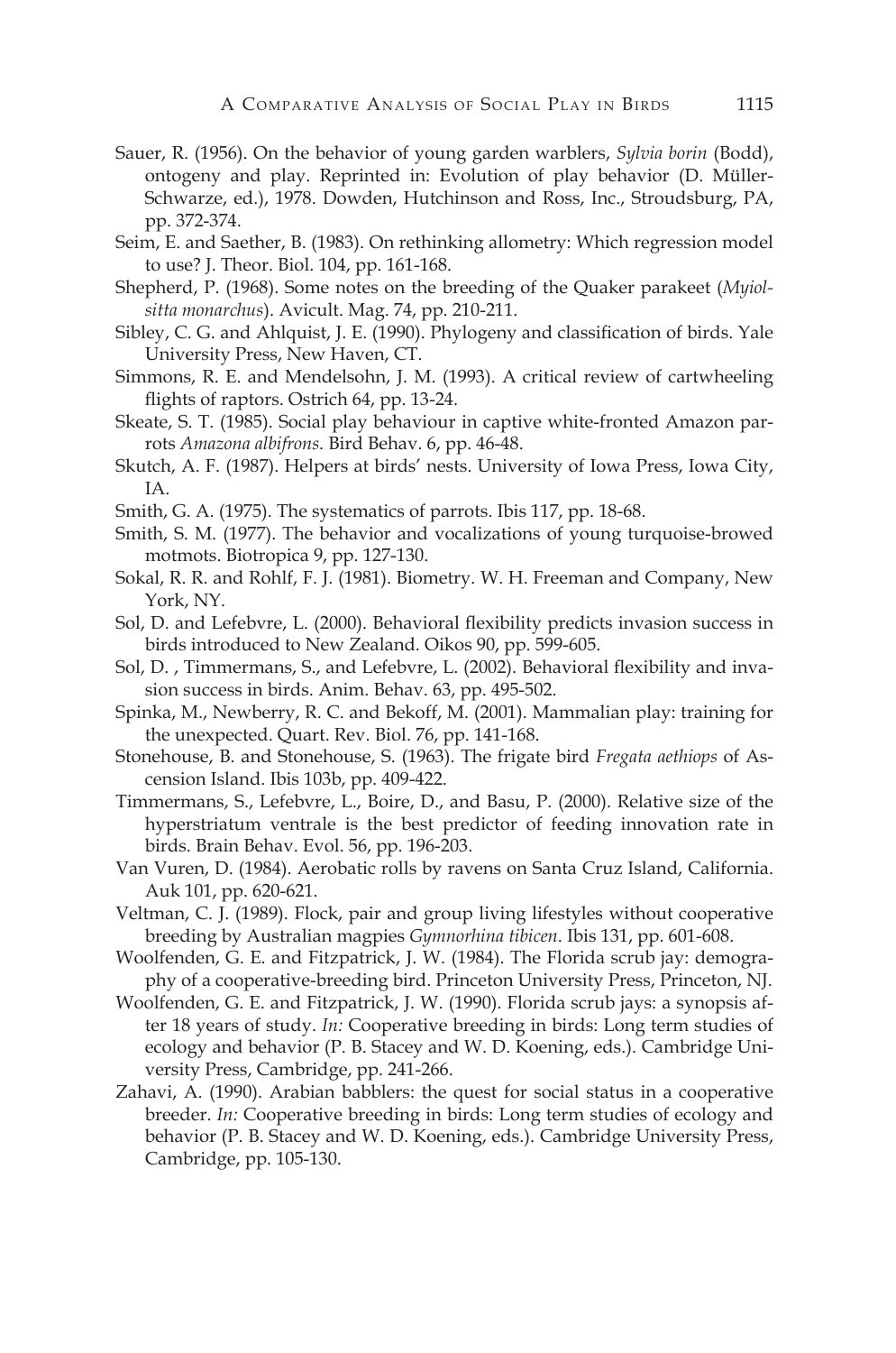Sauer, R. (1956). On the behavior of young garden warblers, *Sylvia borin* (Bodd), ontogeny and play. Reprinted in: Evolution of play behavior (D. Müller-Schwarze, ed.), 1978. Dowden, Hutchinson and Ross, Inc., Stroudsburg, PA, pp. 372-374.

Seim, E. and Saether, B. (1983). On rethinking allometry: Which regression model to use? J. Theor. Biol. 104, pp. 161-168.

Shepherd, P. (1968). Some notes on the breeding of the Quaker parakeet (*Myiolsitta monarchus*). Avicult. Mag. 74, pp. 210-211.

Sibley, C. G. and Ahlquist, J. E. (1990). Phylogeny and classification of birds. Yale University Press, New Haven, CT.

Simmons, R. E. and Mendelsohn, J. M. (1993). A critical review of cartwheeling flights of raptors. Ostrich 64, pp. 13-24.

Skeate, S. T. (1985). Social play behaviour in captive white-fronted Amazon parrots *Amazona albifrons*. Bird Behav. 6, pp. 46-48.

Skutch, A. F. (1987). Helpers at birds' nests. University of Iowa Press, Iowa City, IA.

Smith, G. A. (1975). The systematics of parrots. Ibis 117, pp. 18-68.

Smith, S. M. (1977). The behavior and vocalizations of young turquoise-browed motmots. Biotropica 9, pp. 127-130.

Sokal, R. R. and Rohlf, F. J. (1981). Biometry. W. H. Freeman and Company, New York, NY.

Sol, D. and Lefebvre, L. (2000). Behavioral flexibility predicts invasion success in birds introduced to New Zealand. Oikos 90, pp. 599-605.

Sol, D. , Timmermans, S., and Lefebvre, L. (2002). Behavioral flexibility and invasion success in birds. Anim. Behav. 63, pp. 495-502.

Spinka, M., Newberry, R. C. and Bekoff, M. (2001). Mammalian play: training for the unexpected. Quart. Rev. Biol. 76, pp. 141-168.

Stonehouse, B. and Stonehouse, S. (1963). The frigate bird *Fregata aethiops* of Ascension Island. Ibis 103b, pp. 409-422.

Timmermans, S., Lefebvre, L., Boire, D., and Basu, P. (2000). Relative size of the hyperstriatum ventrale is the best predictor of feeding innovation rate in birds. Brain Behav. Evol. 56, pp. 196-203.

Van Vuren, D. (1984). Aerobatic rolls by ravens on Santa Cruz Island, California. Auk 101, pp. 620-621.

Veltman, C. J. (1989). Flock, pair and group living lifestyles without cooperative breeding by Australian magpies *Gymnorhina tibicen*. Ibis 131, pp. 601-608.

Woolfenden, G. E. and Fitzpatrick, J. W. (1984). The Florida scrub jay: demography of a cooperative-breeding bird. Princeton University Press, Princeton, NJ.

Woolfenden, G. E. and Fitzpatrick, J. W. (1990). Florida scrub jays: a synopsis after 18 years of study. *In:* Cooperative breeding in birds: Long term studies of ecology and behavior (P. B. Stacey and W. D. Koening, eds.). Cambridge University Press, Cambridge, pp. 241-266.

Zahavi, A. (1990). Arabian babblers: the quest for social status in a cooperative breeder. *In:* Cooperative breeding in birds: Long term studies of ecology and behavior (P. B. Stacey and W. D. Koening, eds.). Cambridge University Press, Cambridge, pp. 105-130.